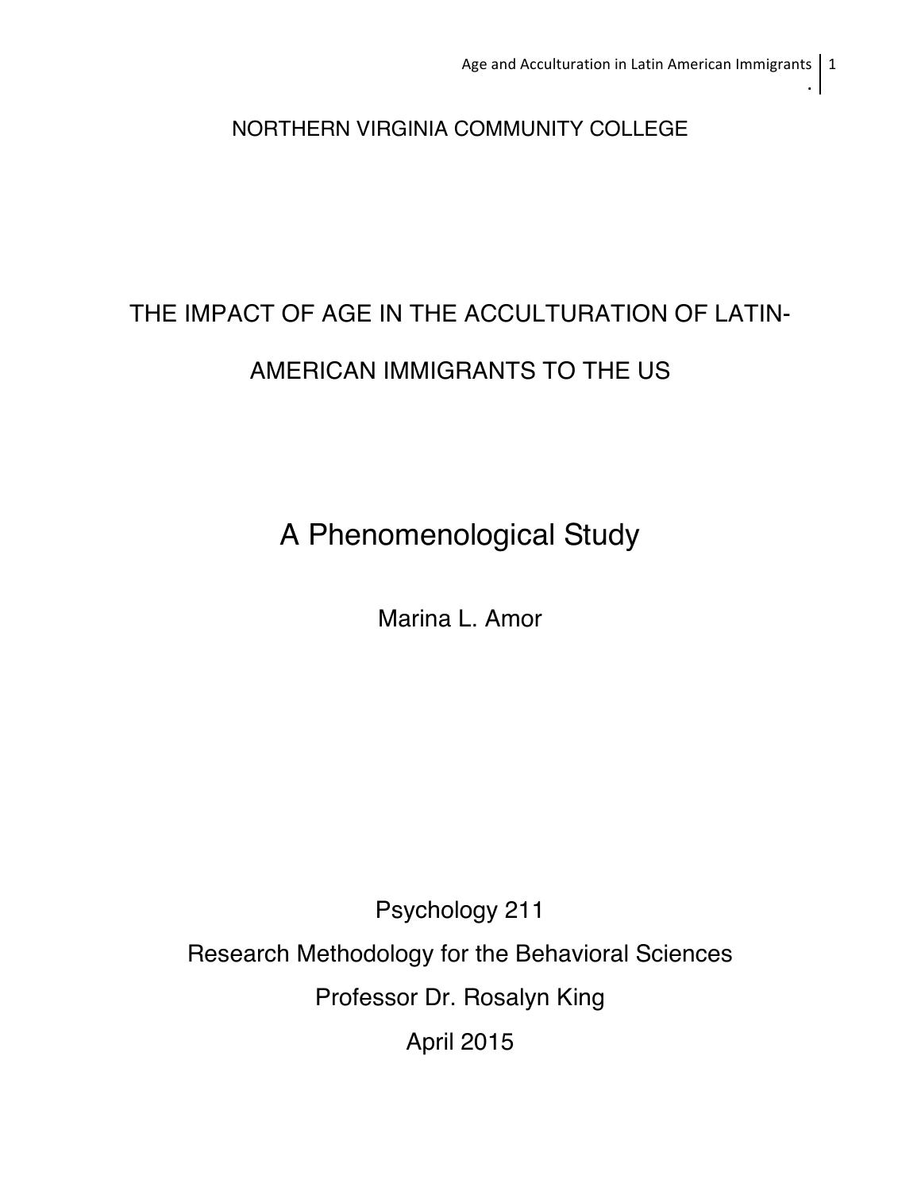NORTHERN VIRGINIA COMMUNITY COLLEGE

# THE IMPACT OF AGE IN THE ACCULTURATION OF LATIN-AMERICAN IMMIGRANTS TO THE US

## A Phenomenological Study

Marina L. Amor

Psychology 211

Research Methodology for the Behavioral Sciences

Professor Dr. Rosalyn King

April 2015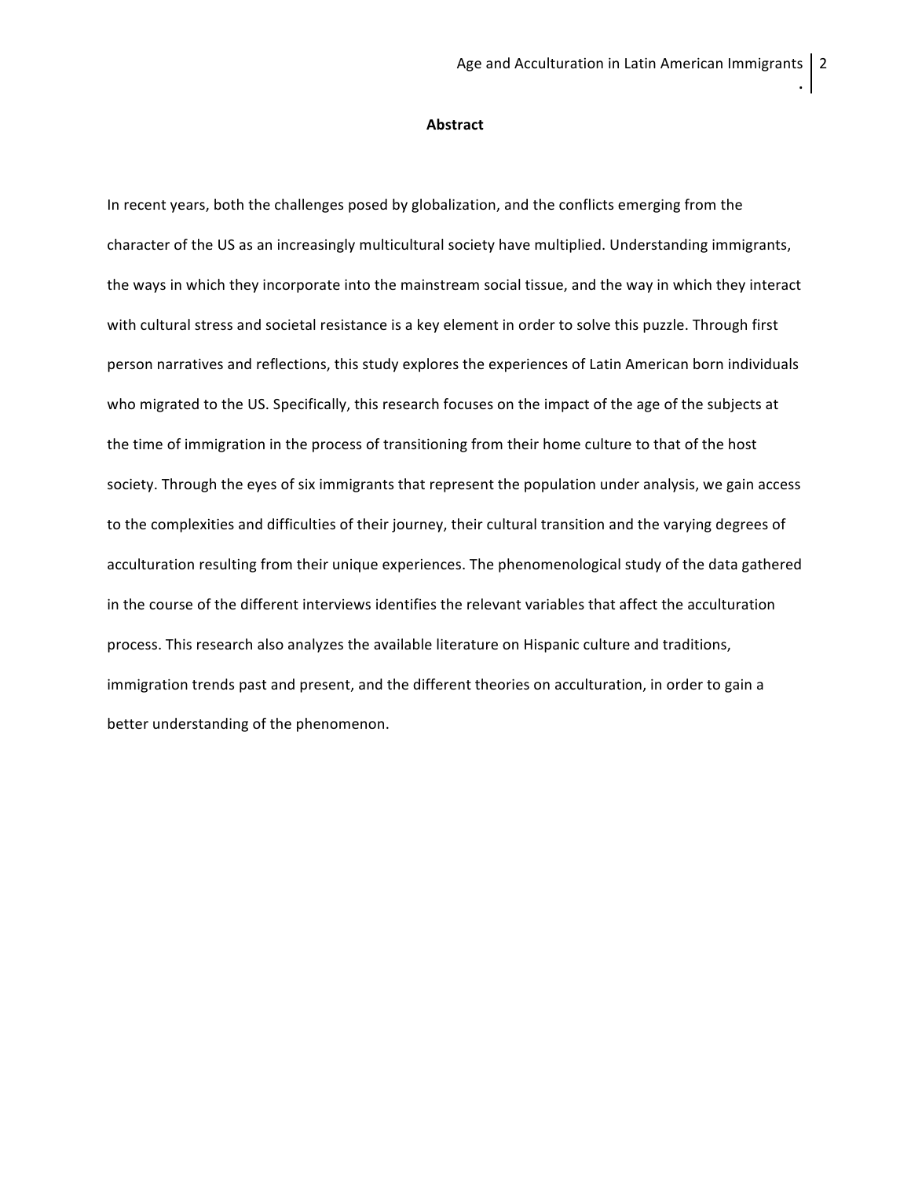## Abstract

In recent years, both the challenges posed by globalization, and the conflicts emerging from the character of the US as an increasingly multicultural society have multiplied. Understanding immigrants, the ways in which they incorporate into the mainstream social tissue, and the way in which they interact with cultural stress and societal resistance is a key element in order to solve this puzzle. Through first person narratives and reflections, this study explores the experiences of Latin American born individuals who migrated to the US. Specifically, this research focuses on the impact of the age of the subjects at the time of immigration in the process of transitioning from their home culture to that of the host society. Through the eyes of six immigrants that represent the population under analysis, we gain access to the complexities and difficulties of their journey, their cultural transition and the varying degrees of acculturation resulting from their unique experiences. The phenomenological study of the data gathered in the course of the different interviews identifies the relevant variables that affect the acculturation process. This research also analyzes the available literature on Hispanic culture and traditions, immigration trends past and present, and the different theories on acculturation, in order to gain a better understanding of the phenomenon.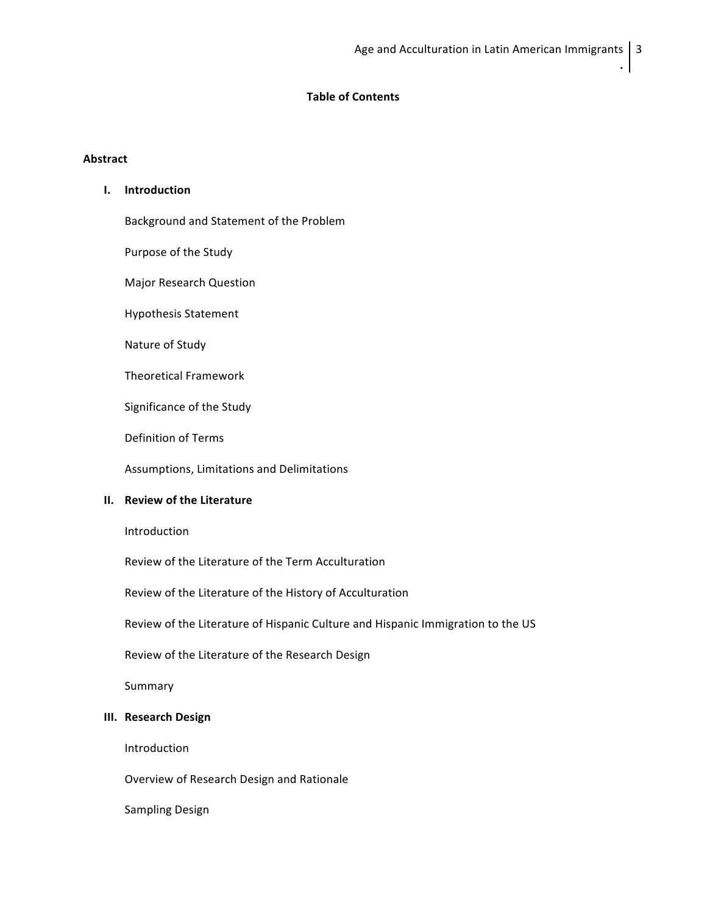**Table of Contents**

**Abstract**

**I. Introduction**

Background and Statement of the Problem

Purpose of the Study

Major Research Question

Hypothesis Statement

Nature of Study

Theoretical Framework

Significance of the Study

Definition of Terms

Assumptions, Limitations and Delimitations

**II. Review of the Literature**

Introduction

Review of the Literature of the Term Acculturation

Review of the Literature of the History of Acculturation

Review of the Literature of Hispanic Culture and Hispanic Immigration to the US

Review of the Literature of the Research Design

Summary

**III. Research Design**

Introduction

Overview of Research Design and Rationale

Sampling Design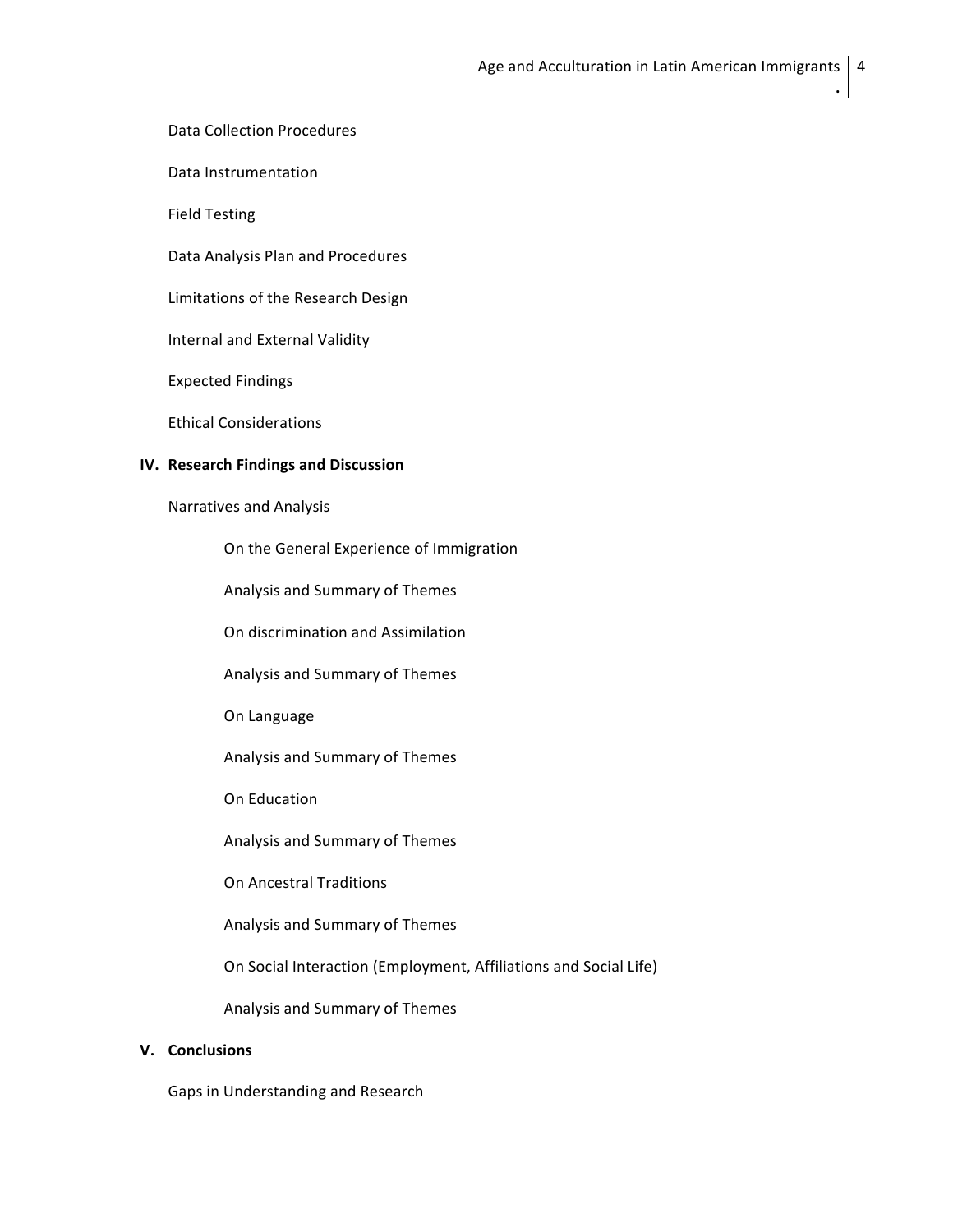Data Collection Procedures

Data Instrumentation

Field Testing

Data Analysis Plan and Procedures

Limitations of the Research Design

Internal and External Validity

Expected Findings

Ethical Considerations

**IV. Research Findings and Discussion**

Narratives and Analysis

On the General Experience of Immigration

Analysis and Summary of Themes

On discrimination and Assimilation

Analysis and Summary of Themes

On Language

Analysis and Summary of Themes

On Education

Analysis and Summary of Themes

On Ancestral Traditions

Analysis and Summary of Themes

On Social Interaction (Employment, Affiliations and Social Life)

Analysis and Summary of Themes

**V. Conclusions**

Gaps in Understanding and Research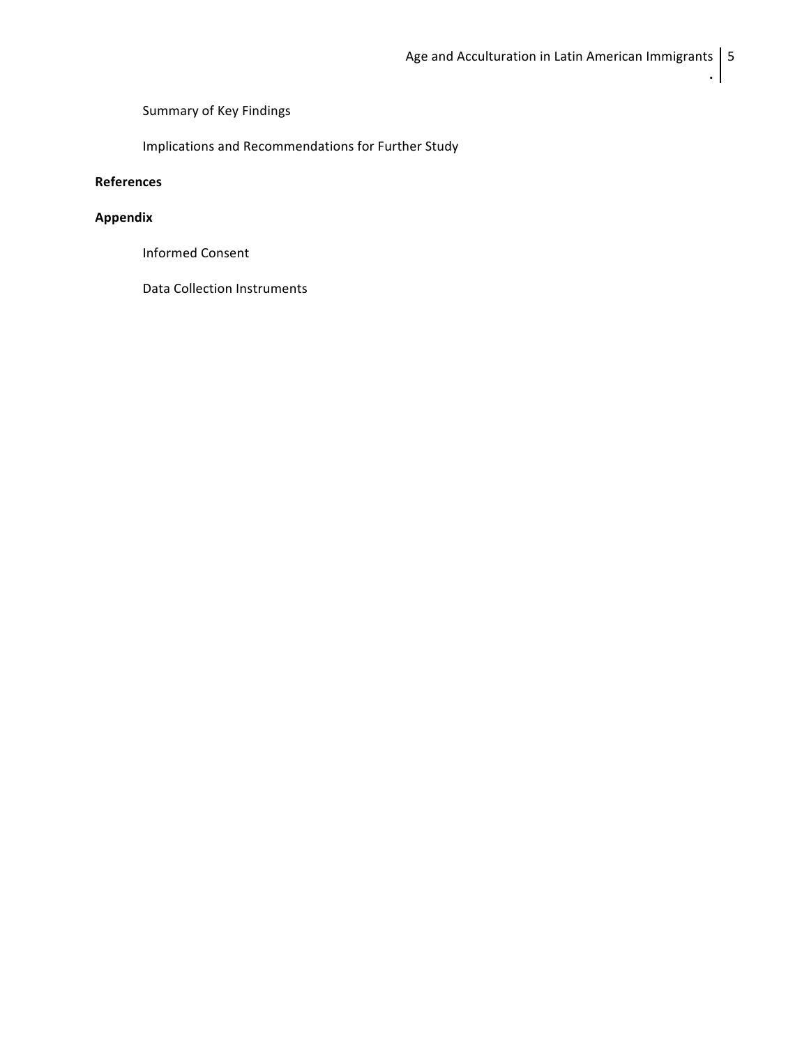Summary of Key Findings

Implications and Recommendations for Further Study

**References**

**Appendix**

Informed Consent

Data Collection Instruments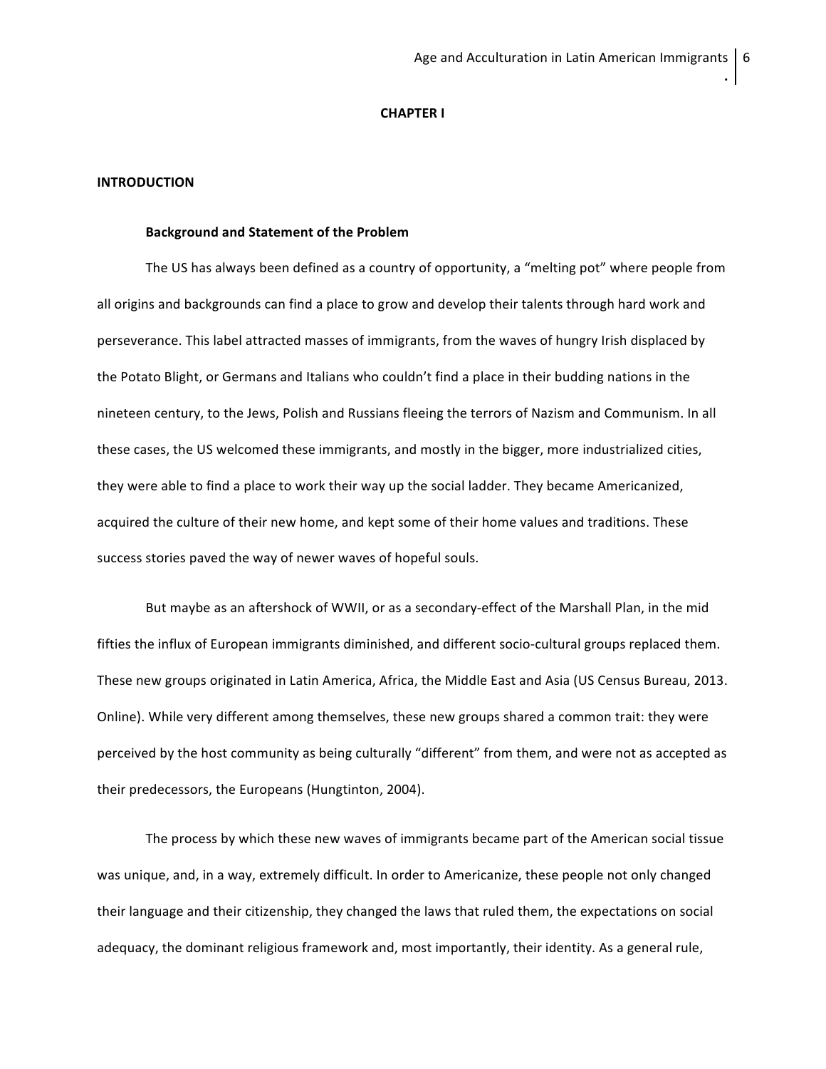# CHAPTER I

## INTRODUCTION

### Background and Statement of the Problem

The US has always been defined as a country of opportunity, a "melting pot" where people from all origins and backgrounds can find a place to grow and develop their talents through hard work and perseverance. This label attracted masses of immigrants, from the waves of hungry Irish displaced by the Potato Blight, or Germans and Italians who couldn't find a place in their budding nations in the nineteen century, to the Jews, Polish and Russians fleeing the terrors of Nazism and Communism. In all these cases, the US welcomed these immigrants, and mostly in the bigger, more industrialized cities, they were able to find a place to work their way up the social ladder. They became Americanized, acquired the culture of their new home, and kept some of their home values and traditions. These success stories paved the way of newer waves of hopeful souls.

But maybe as an aftershock of WWII, or as a secondary-effect of the Marshall Plan, in the mid fifties the influx of European immigrants diminished, and different socio-cultural groups replaced them. These new groups originated in Latin America, Africa, the Middle East and Asia (US Census Bureau, 2013. Online). While very different among themselves, these new groups shared a common trait: they were perceived by the host community as being culturally "different" from them, and were not as accepted as their predecessors, the Europeans (Hungtinton, 2004).

The process by which these new waves of immigrants became part of the American social tissue was unique, and, in a way, extremely difficult. In order to Americanize, these people not only changed their language and their citizenship, they changed the laws that ruled them, the expectations on social adequacy, the dominant religious framework and, most importantly, their identity. As a general rule,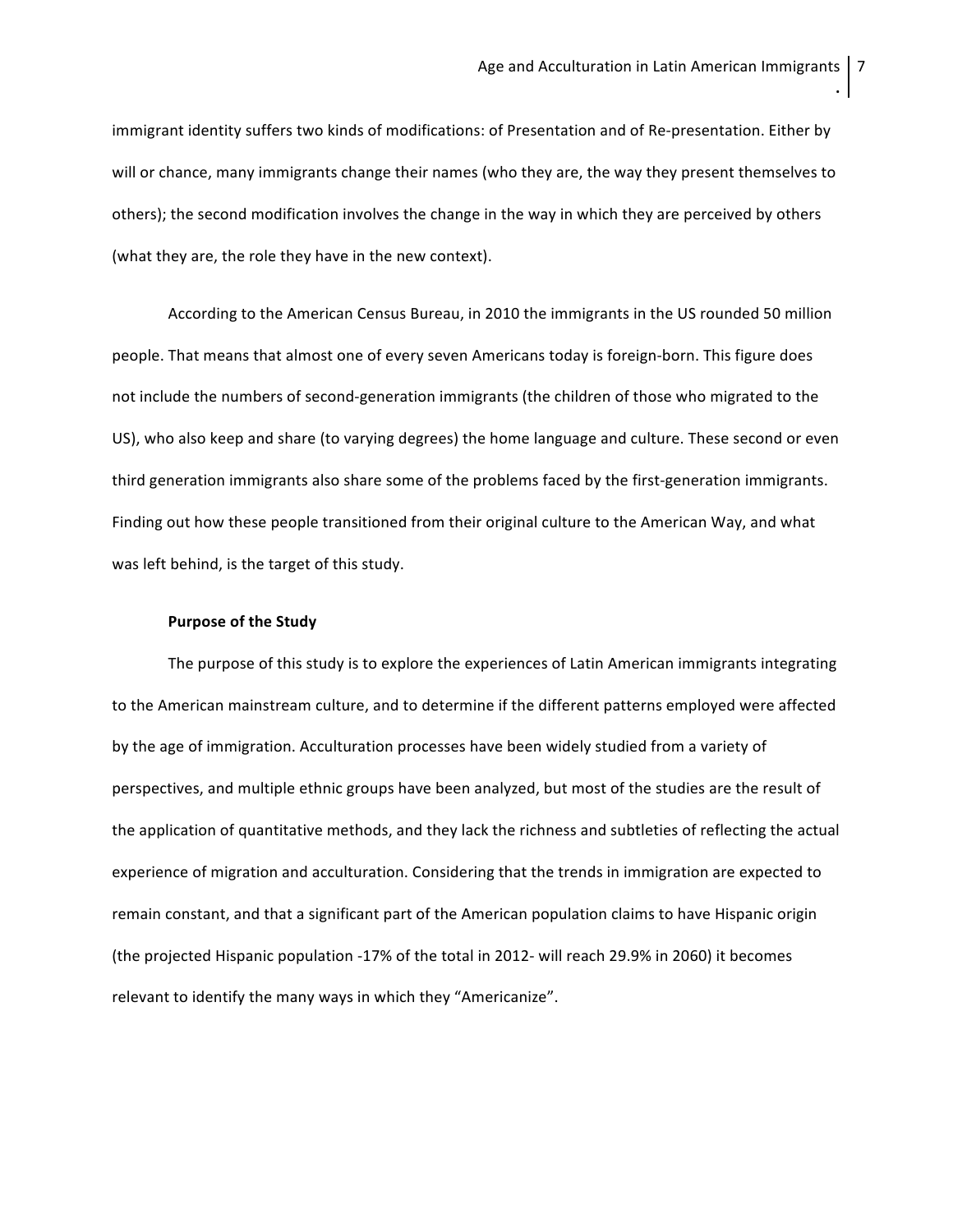immigrant identity suffers two kinds of modifications: of Presentation and of Re-presentation. Either by will or chance, many immigrants change their names (who they are, the way they present themselves to others); the second modification involves the change in the way in which they are perceived by others (what they are, the role they have in the new context).

According to the American Census Bureau, in 2010 the immigrants in the US rounded 50 million people. That means that almost one of every seven Americans today is foreign-born. This figure does not include the numbers of second-generation immigrants (the children of those who migrated to the US), who also keep and share (to varying degrees) the home language and culture. These second or even third generation immigrants also share some of the problems faced by the first-generation immigrants. Finding out how these people transitioned from their original culture to the American Way, and what was left behind, is the target of this study.

**Purpose of the Study**

The purpose of this study is to explore the experiences of Latin American immigrants integrating to the American mainstream culture, and to determine if the different patterns employed were affected by the age of immigration. Acculturation processes have been widely studied from a variety of perspectives, and multiple ethnic groups have been analyzed, but most of the studies are the result of the application of quantitative methods, and they lack the richness and subtleties of reflecting the actual experience of migration and acculturation. Considering that the trends in immigration are expected to remain constant, and that a significant part of the American population claims to have Hispanic origin (the projected Hispanic population -17% of the total in 2012- will reach 29.9% in 2060) it becomes relevant to identify the many ways in which they "Americanize".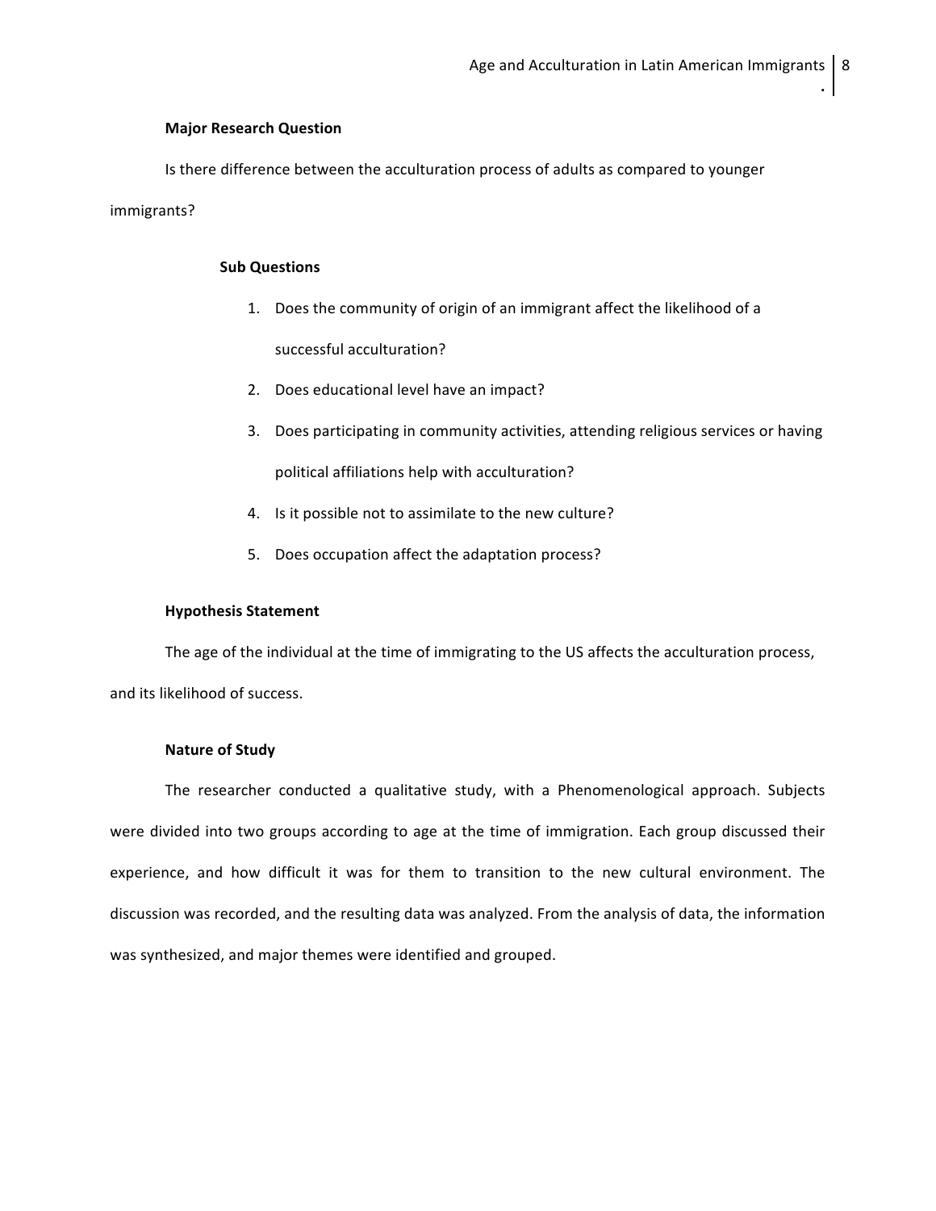### Major Research Question

Is there difference between the acculturation process of adults as compared to younger immigrants?

#### Sub Questions

1. Does the community of origin of an immigrant affect the likelihood of a successful acculturation?
2. Does educational level have an impact?
3. Does participating in community activities, attending religious services or having political affiliations help with acculturation?
4. Is it possible not to assimilate to the new culture?
5. Does occupation affect the adaptation process?

### Hypothesis Statement

The age of the individual at the time of immigrating to the US affects the acculturation process, and its likelihood of success.

### Nature of Study

The researcher conducted a qualitative study, with a Phenomenological approach. Subjects were divided into two groups according to age at the time of immigration. Each group discussed their experience, and how difficult it was for them to transition to the new cultural environment. The discussion was recorded, and the resulting data was analyzed. From the analysis of data, the information was synthesized, and major themes were identified and grouped.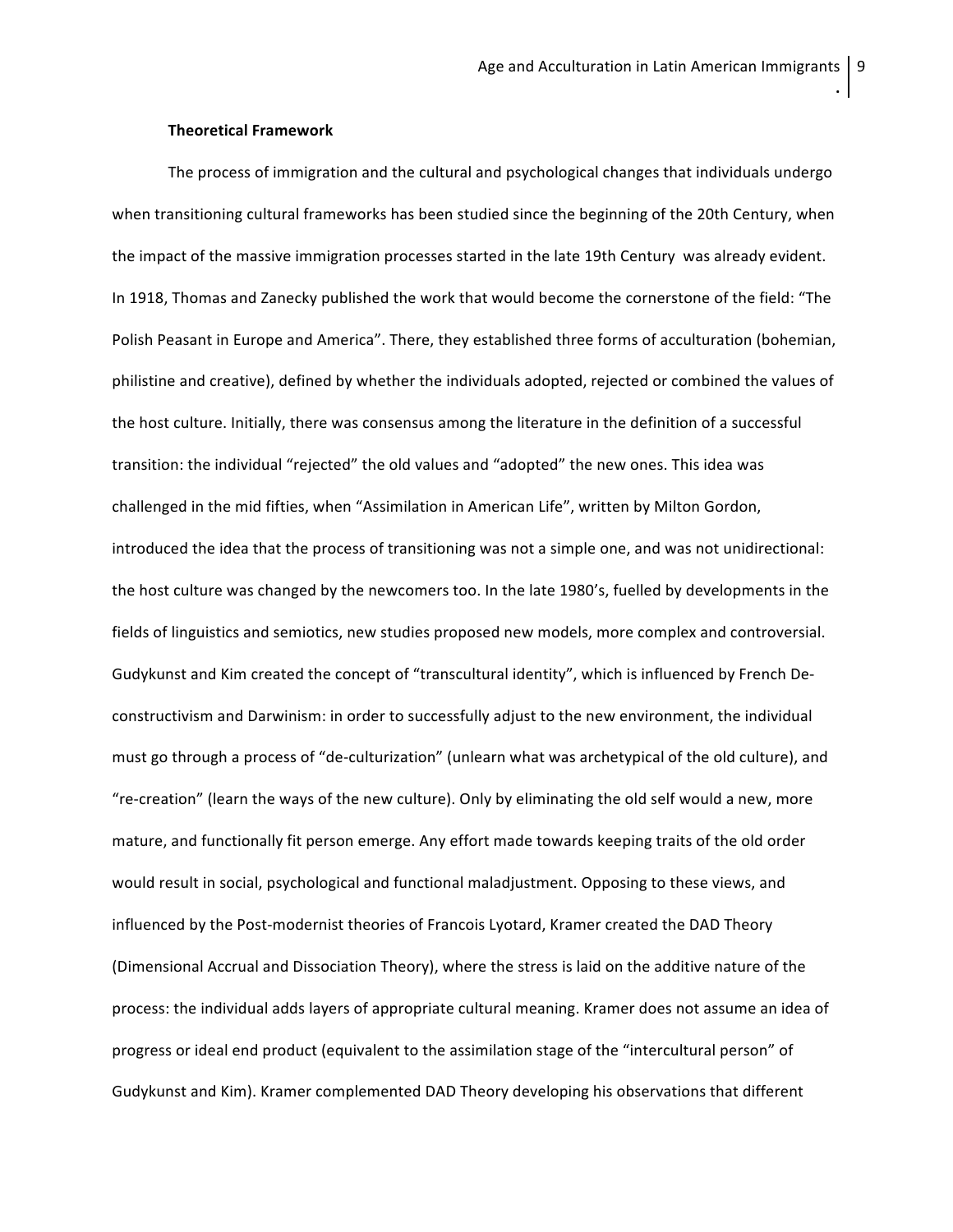## Theoretical Framework

The process of immigration and the cultural and psychological changes that individuals undergo when transitioning cultural frameworks has been studied since the beginning of the 20th Century, when the impact of the massive immigration processes started in the late 19th Century was already evident. In 1918, Thomas and Zanecky published the work that would become the cornerstone of the field: "The Polish Peasant in Europe and America". There, they established three forms of acculturation (bohemian, philistine and creative), defined by whether the individuals adopted, rejected or combined the values of the host culture. Initially, there was consensus among the literature in the definition of a successful transition: the individual "rejected" the old values and "adopted" the new ones. This idea was challenged in the mid fifties, when "Assimilation in American Life", written by Milton Gordon, introduced the idea that the process of transitioning was not a simple one, and was not unidirectional: the host culture was changed by the newcomers too. In the late 1980's, fuelled by developments in the fields of linguistics and semiotics, new studies proposed new models, more complex and controversial. Gudykunst and Kim created the concept of "transcultural identity", which is influenced by French De-constructivism and Darwinism: in order to successfully adjust to the new environment, the individual must go through a process of "de-culturization" (unlearn what was archetypical of the old culture), and "re-creation" (learn the ways of the new culture). Only by eliminating the old self would a new, more mature, and functionally fit person emerge. Any effort made towards keeping traits of the old order would result in social, psychological and functional maladjustment. Opposing to these views, and influenced by the Post-modernist theories of Francois Lyotard, Kramer created the DAD Theory (Dimensional Accrual and Dissociation Theory), where the stress is laid on the additive nature of the process: the individual adds layers of appropriate cultural meaning. Kramer does not assume an idea of progress or ideal end product (equivalent to the assimilation stage of the "intercultural person" of Gudykunst and Kim). Kramer complemented DAD Theory developing his observations that different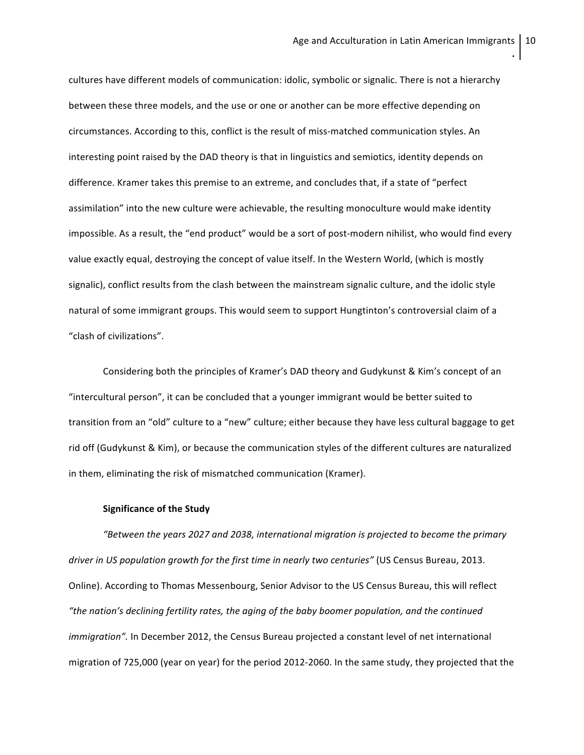cultures have different models of communication: idolic, symbolic or signalic. There is not a hierarchy between these three models, and the use or one or another can be more effective depending on circumstances. According to this, conflict is the result of miss-matched communication styles. An interesting point raised by the DAD theory is that in linguistics and semiotics, identity depends on difference. Kramer takes this premise to an extreme, and concludes that, if a state of "perfect assimilation" into the new culture were achievable, the resulting monoculture would make identity impossible. As a result, the "end product" would be a sort of post-modern nihilist, who would find every value exactly equal, destroying the concept of value itself. In the Western World, (which is mostly signalic), conflict results from the clash between the mainstream signalic culture, and the idolic style natural of some immigrant groups. This would seem to support Hungtinton's controversial claim of a "clash of civilizations".

Considering both the principles of Kramer's DAD theory and Gudykunst & Kim's concept of an "intercultural person", it can be concluded that a younger immigrant would be better suited to transition from an "old" culture to a "new" culture; either because they have less cultural baggage to get rid off (Gudykunst & Kim), or because the communication styles of the different cultures are naturalized in them, eliminating the risk of mismatched communication (Kramer).

**Significance of the Study**

*"Between the years 2027 and 2038, international migration is projected to become the primary driver in US population growth for the first time in nearly two centuries"* (US Census Bureau, 2013. Online). According to Thomas Messenbourg, Senior Advisor to the US Census Bureau, this will reflect *"the nation's declining fertility rates, the aging of the baby boomer population, and the continued immigration".* In December 2012, the Census Bureau projected a constant level of net international migration of 725,000 (year on year) for the period 2012-2060. In the same study, they projected that the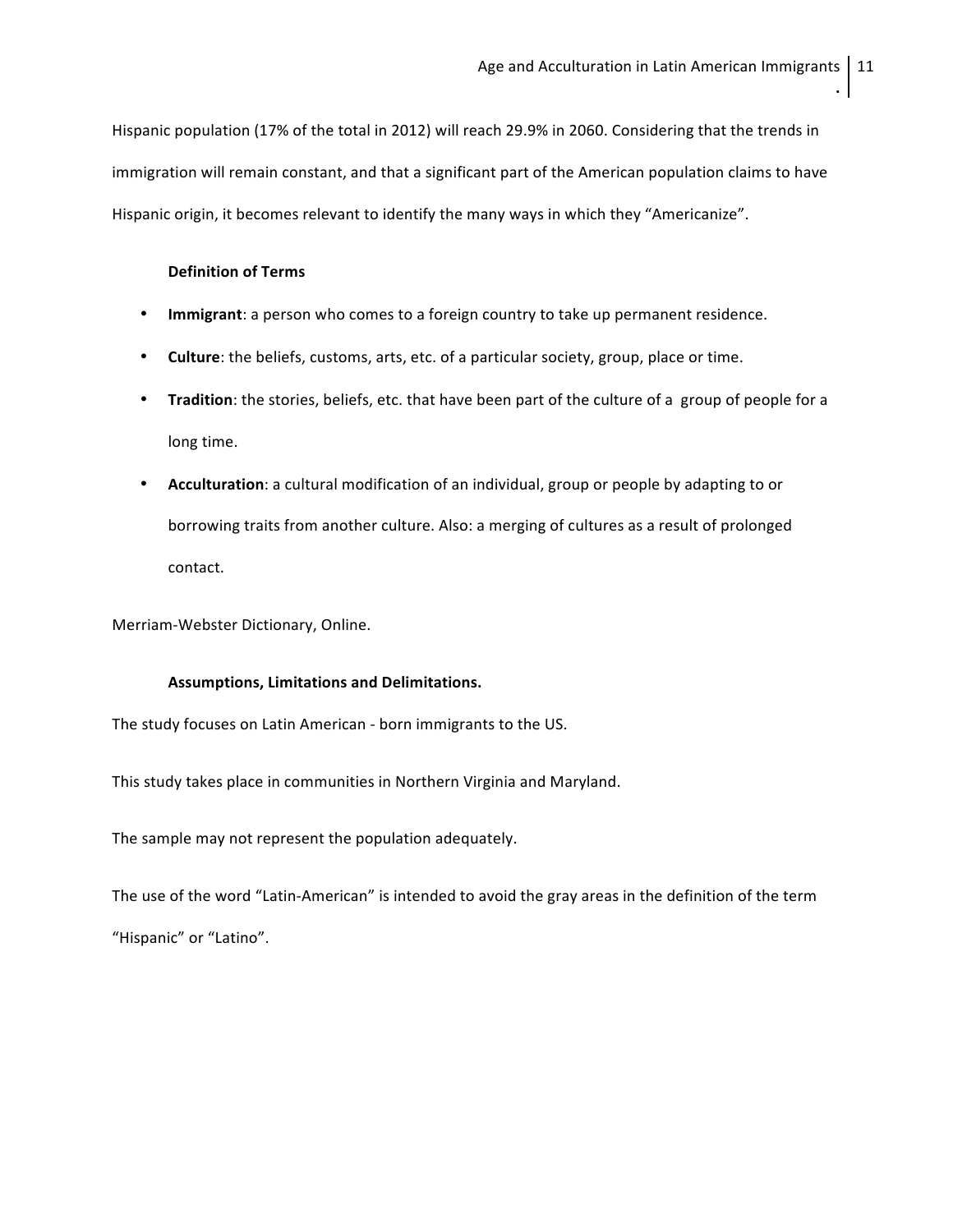Hispanic population (17% of the total in 2012) will reach 29.9% in 2060. Considering that the trends in immigration will remain constant, and that a significant part of the American population claims to have Hispanic origin, it becomes relevant to identify the many ways in which they "Americanize".

### Definition of Terms

- **Immigrant**: a person who comes to a foreign country to take up permanent residence.
- **Culture**: the beliefs, customs, arts, etc. of a particular society, group, place or time.
- **Tradition**: the stories, beliefs, etc. that have been part of the culture of a group of people for a long time.
- **Acculturation**: a cultural modification of an individual, group or people by adapting to or borrowing traits from another culture. Also: a merging of cultures as a result of prolonged contact.

Merriam-Webster Dictionary, Online.

### Assumptions, Limitations and Delimitations.

The study focuses on Latin American - born immigrants to the US.

This study takes place in communities in Northern Virginia and Maryland.

The sample may not represent the population adequately.

The use of the word "Latin-American" is intended to avoid the gray areas in the definition of the term "Hispanic" or "Latino".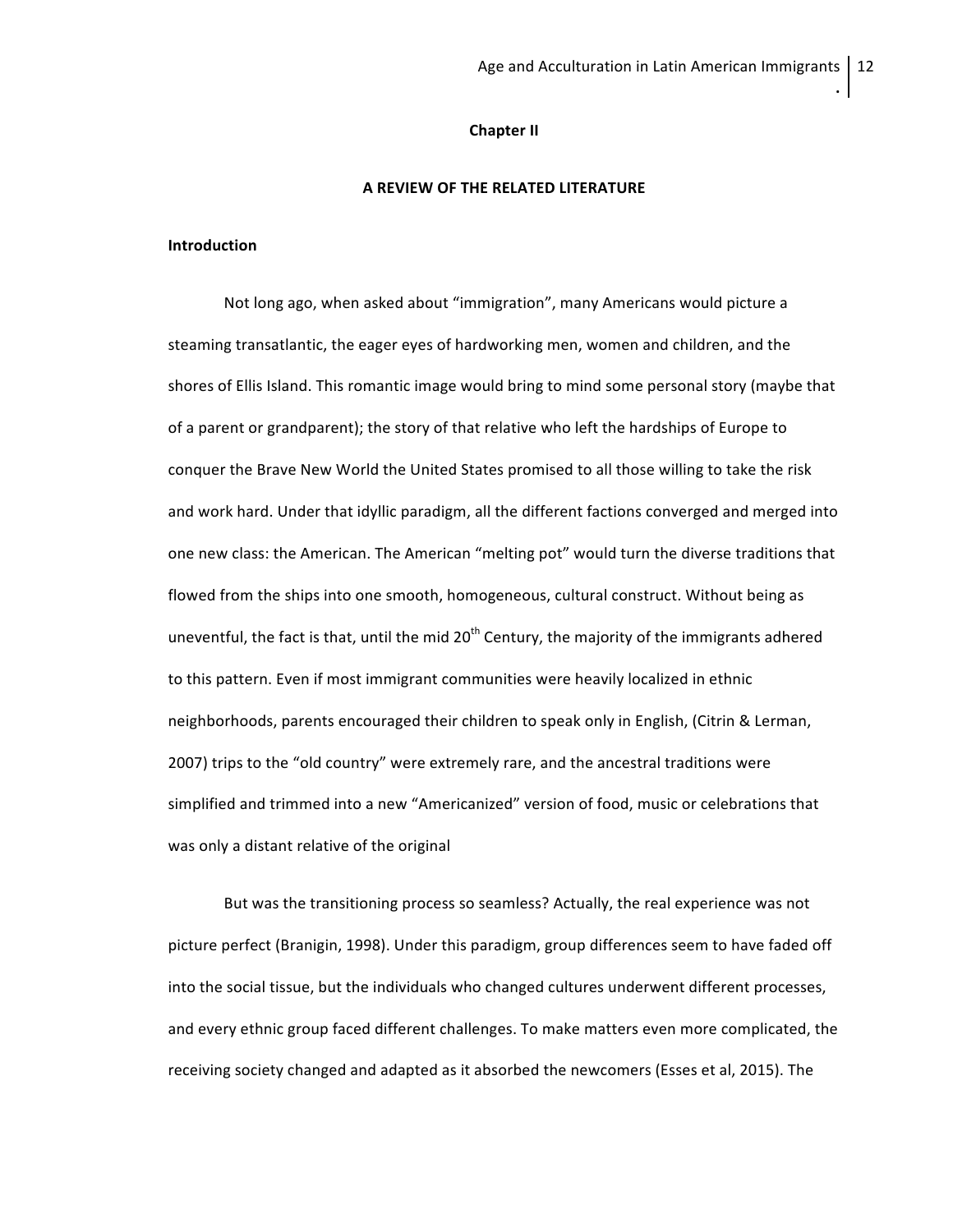## Chapter II

## A REVIEW OF THE RELATED LITERATURE

### Introduction

Not long ago, when asked about "immigration", many Americans would picture a steaming transatlantic, the eager eyes of hardworking men, women and children, and the shores of Ellis Island. This romantic image would bring to mind some personal story (maybe that of a parent or grandparent); the story of that relative who left the hardships of Europe to conquer the Brave New World the United States promised to all those willing to take the risk and work hard. Under that idyllic paradigm, all the different factions converged and merged into one new class: the American. The American "melting pot" would turn the diverse traditions that flowed from the ships into one smooth, homogeneous, cultural construct. Without being as uneventful, the fact is that, until the mid 20th Century, the majority of the immigrants adhered to this pattern. Even if most immigrant communities were heavily localized in ethnic neighborhoods, parents encouraged their children to speak only in English, (Citrin & Lerman, 2007) trips to the "old country" were extremely rare, and the ancestral traditions were simplified and trimmed into a new "Americanized" version of food, music or celebrations that was only a distant relative of the original

But was the transitioning process so seamless? Actually, the real experience was not picture perfect (Branigin, 1998). Under this paradigm, group differences seem to have faded off into the social tissue, but the individuals who changed cultures underwent different processes, and every ethnic group faced different challenges. To make matters even more complicated, the receiving society changed and adapted as it absorbed the newcomers (Esses et al, 2015). The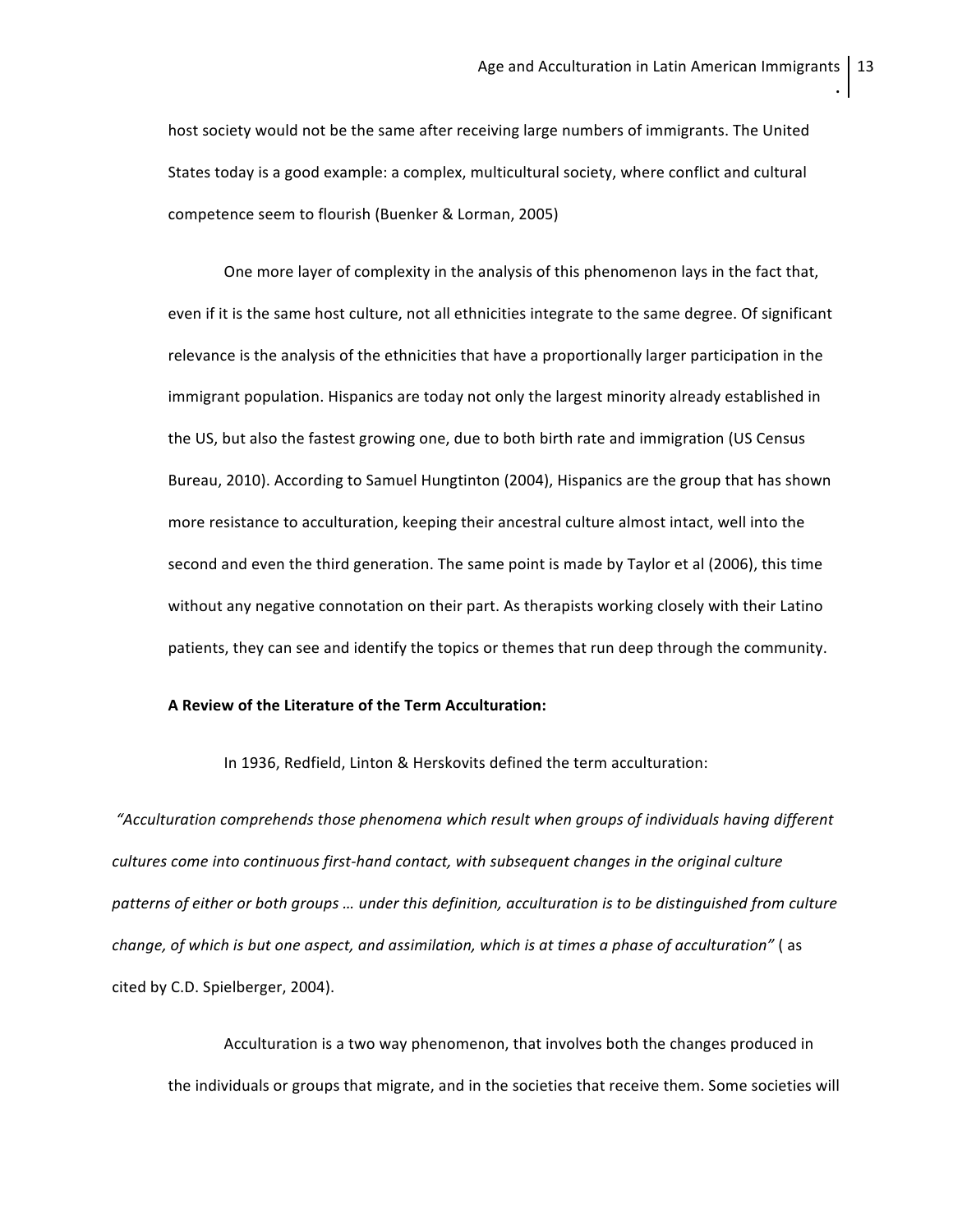host society would not be the same after receiving large numbers of immigrants. The United States today is a good example: a complex, multicultural society, where conflict and cultural competence seem to flourish (Buenker & Lorman, 2005)

One more layer of complexity in the analysis of this phenomenon lays in the fact that, even if it is the same host culture, not all ethnicities integrate to the same degree. Of significant relevance is the analysis of the ethnicities that have a proportionally larger participation in the immigrant population. Hispanics are today not only the largest minority already established in the US, but also the fastest growing one, due to both birth rate and immigration (US Census Bureau, 2010). According to Samuel Hungtinton (2004), Hispanics are the group that has shown more resistance to acculturation, keeping their ancestral culture almost intact, well into the second and even the third generation. The same point is made by Taylor et al (2006), this time without any negative connotation on their part. As therapists working closely with their Latino patients, they can see and identify the topics or themes that run deep through the community.

**A Review of the Literature of the Term Acculturation:**

In 1936, Redfield, Linton & Herskovits defined the term acculturation:

*"Acculturation comprehends those phenomena which result when groups of individuals having different cultures come into continuous first-hand contact, with subsequent changes in the original culture patterns of either or both groups … under this definition, acculturation is to be distinguished from culture change, of which is but one aspect, and assimilation, which is at times a phase of acculturation"* ( as cited by C.D. Spielberger, 2004).

Acculturation is a two way phenomenon, that involves both the changes produced in the individuals or groups that migrate, and in the societies that receive them. Some societies will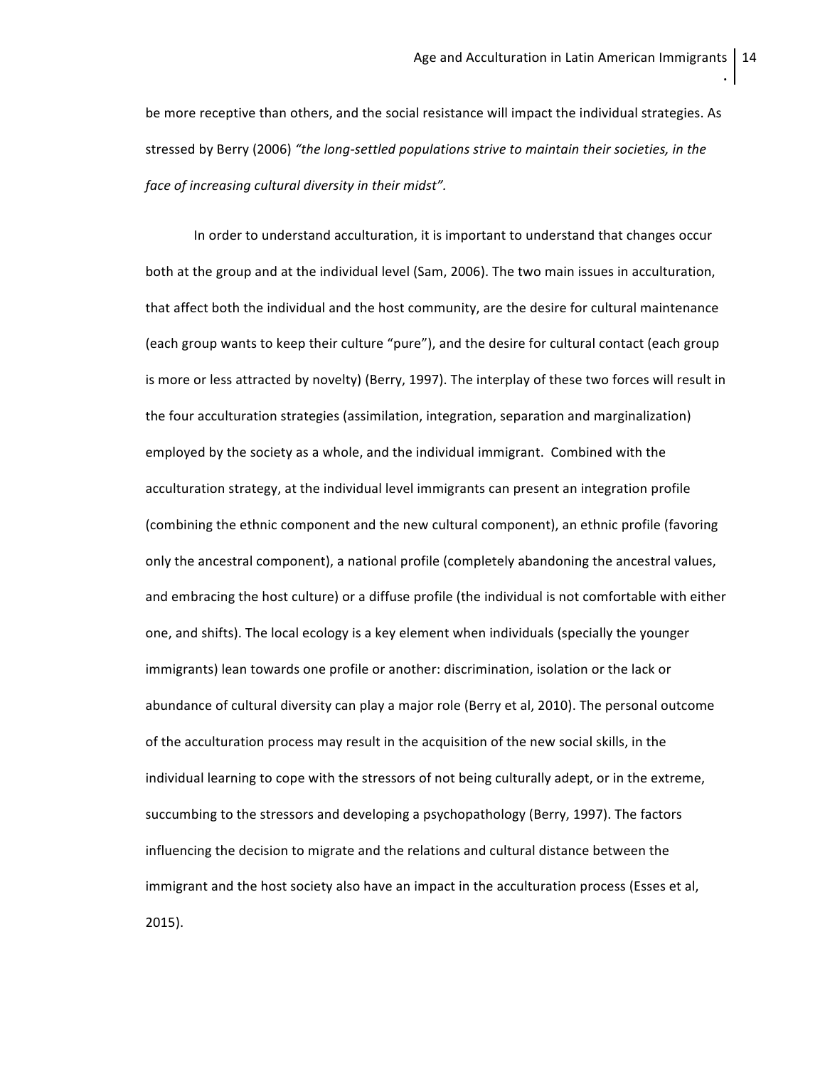be more receptive than others, and the social resistance will impact the individual strategies. As stressed by Berry (2006) *"the long-settled populations strive to maintain their societies, in the face of increasing cultural diversity in their midst".*

In order to understand acculturation, it is important to understand that changes occur both at the group and at the individual level (Sam, 2006). The two main issues in acculturation, that affect both the individual and the host community, are the desire for cultural maintenance (each group wants to keep their culture "pure"), and the desire for cultural contact (each group is more or less attracted by novelty) (Berry, 1997). The interplay of these two forces will result in the four acculturation strategies (assimilation, integration, separation and marginalization) employed by the society as a whole, and the individual immigrant. Combined with the acculturation strategy, at the individual level immigrants can present an integration profile (combining the ethnic component and the new cultural component), an ethnic profile (favoring only the ancestral component), a national profile (completely abandoning the ancestral values, and embracing the host culture) or a diffuse profile (the individual is not comfortable with either one, and shifts). The local ecology is a key element when individuals (specially the younger immigrants) lean towards one profile or another: discrimination, isolation or the lack or abundance of cultural diversity can play a major role (Berry et al, 2010). The personal outcome of the acculturation process may result in the acquisition of the new social skills, in the individual learning to cope with the stressors of not being culturally adept, or in the extreme, succumbing to the stressors and developing a psychopathology (Berry, 1997). The factors influencing the decision to migrate and the relations and cultural distance between the immigrant and the host society also have an impact in the acculturation process (Esses et al, 2015).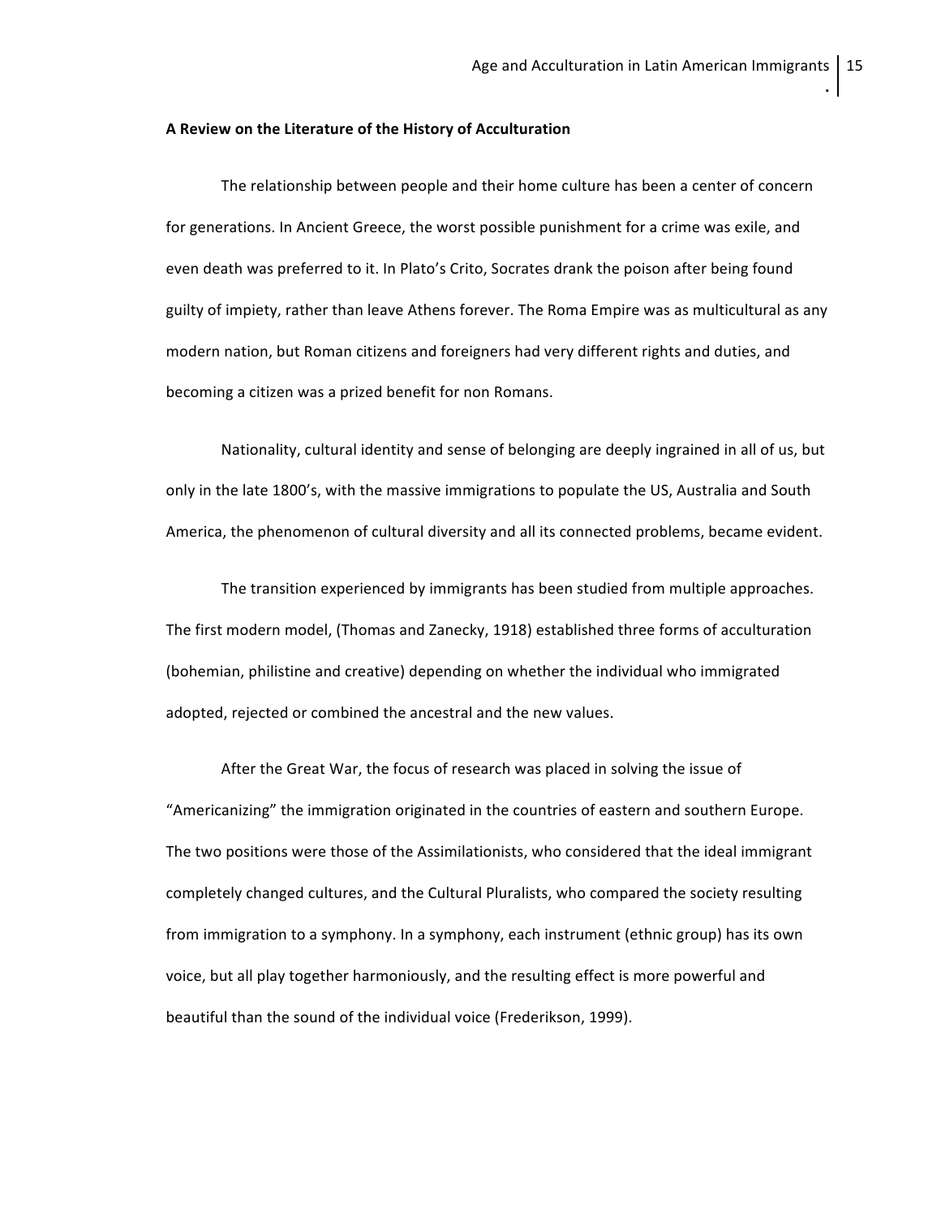**A Review on the Literature of the History of Acculturation**

The relationship between people and their home culture has been a center of concern for generations. In Ancient Greece, the worst possible punishment for a crime was exile, and even death was preferred to it. In Plato's Crito, Socrates drank the poison after being found guilty of impiety, rather than leave Athens forever. The Roma Empire was as multicultural as any modern nation, but Roman citizens and foreigners had very different rights and duties, and becoming a citizen was a prized benefit for non Romans.

Nationality, cultural identity and sense of belonging are deeply ingrained in all of us, but only in the late 1800's, with the massive immigrations to populate the US, Australia and South America, the phenomenon of cultural diversity and all its connected problems, became evident.

The transition experienced by immigrants has been studied from multiple approaches. The first modern model, (Thomas and Zanecky, 1918) established three forms of acculturation (bohemian, philistine and creative) depending on whether the individual who immigrated adopted, rejected or combined the ancestral and the new values.

After the Great War, the focus of research was placed in solving the issue of "Americanizing" the immigration originated in the countries of eastern and southern Europe. The two positions were those of the Assimilationists, who considered that the ideal immigrant completely changed cultures, and the Cultural Pluralists, who compared the society resulting from immigration to a symphony. In a symphony, each instrument (ethnic group) has its own voice, but all play together harmoniously, and the resulting effect is more powerful and beautiful than the sound of the individual voice (Frederikson, 1999).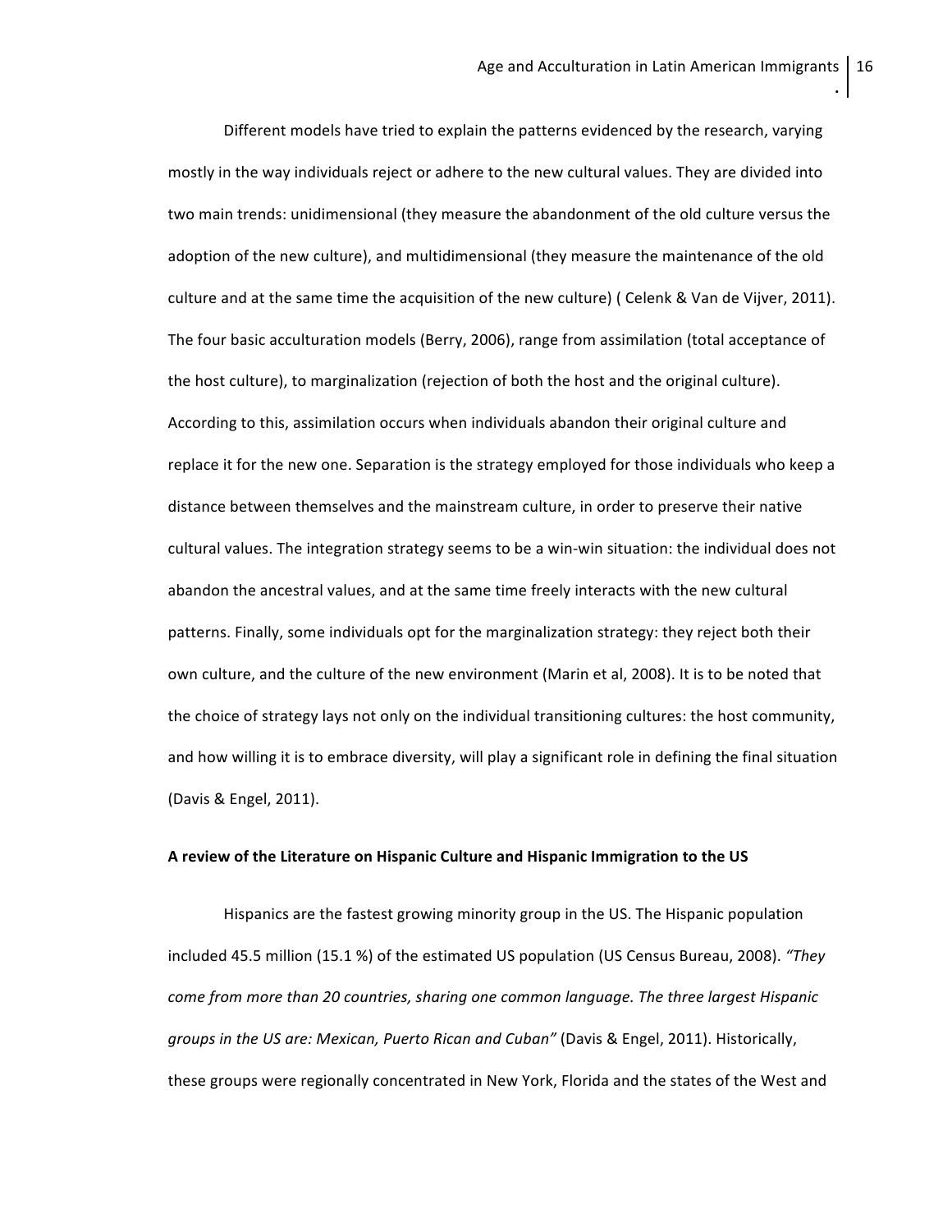Different models have tried to explain the patterns evidenced by the research, varying mostly in the way individuals reject or adhere to the new cultural values. They are divided into two main trends: unidimensional (they measure the abandonment of the old culture versus the adoption of the new culture), and multidimensional (they measure the maintenance of the old culture and at the same time the acquisition of the new culture) ( Celenk & Van de Vijver, 2011). The four basic acculturation models (Berry, 2006), range from assimilation (total acceptance of the host culture), to marginalization (rejection of both the host and the original culture). According to this, assimilation occurs when individuals abandon their original culture and replace it for the new one. Separation is the strategy employed for those individuals who keep a distance between themselves and the mainstream culture, in order to preserve their native cultural values. The integration strategy seems to be a win-win situation: the individual does not abandon the ancestral values, and at the same time freely interacts with the new cultural patterns. Finally, some individuals opt for the marginalization strategy: they reject both their own culture, and the culture of the new environment (Marin et al, 2008). It is to be noted that the choice of strategy lays not only on the individual transitioning cultures: the host community, and how willing it is to embrace diversity, will play a significant role in defining the final situation (Davis & Engel, 2011).

**A review of the Literature on Hispanic Culture and Hispanic Immigration to the US**

Hispanics are the fastest growing minority group in the US. The Hispanic population included 45.5 million (15.1 %) of the estimated US population (US Census Bureau, 2008). *"They come from more than 20 countries, sharing one common language. The three largest Hispanic groups in the US are: Mexican, Puerto Rican and Cuban"* (Davis & Engel, 2011). Historically, these groups were regionally concentrated in New York, Florida and the states of the West and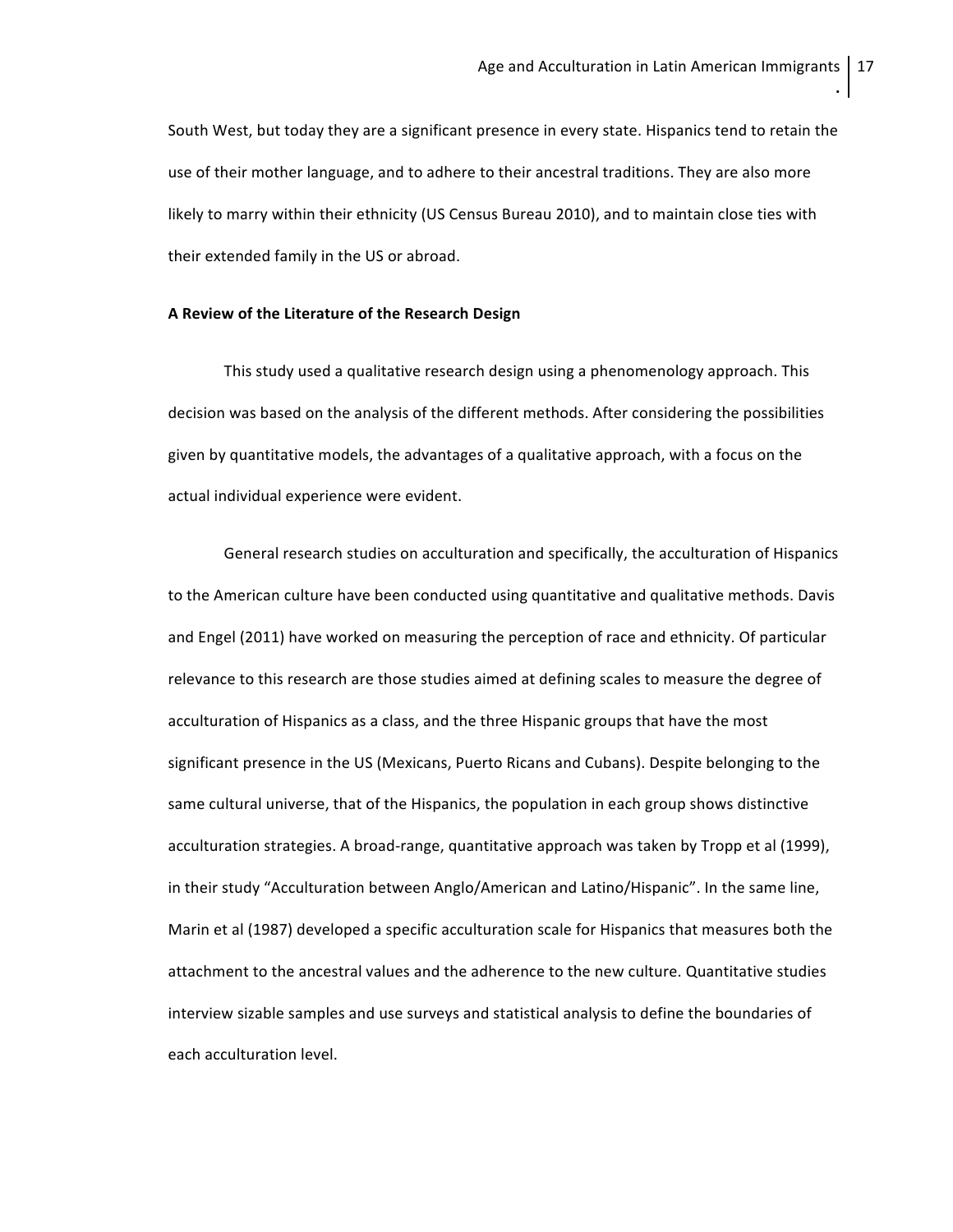South West, but today they are a significant presence in every state. Hispanics tend to retain the use of their mother language, and to adhere to their ancestral traditions. They are also more likely to marry within their ethnicity (US Census Bureau 2010), and to maintain close ties with their extended family in the US or abroad.

**A Review of the Literature of the Research Design**

This study used a qualitative research design using a phenomenology approach. This decision was based on the analysis of the different methods. After considering the possibilities given by quantitative models, the advantages of a qualitative approach, with a focus on the actual individual experience were evident.

General research studies on acculturation and specifically, the acculturation of Hispanics to the American culture have been conducted using quantitative and qualitative methods. Davis and Engel (2011) have worked on measuring the perception of race and ethnicity. Of particular relevance to this research are those studies aimed at defining scales to measure the degree of acculturation of Hispanics as a class, and the three Hispanic groups that have the most significant presence in the US (Mexicans, Puerto Ricans and Cubans). Despite belonging to the same cultural universe, that of the Hispanics, the population in each group shows distinctive acculturation strategies. A broad-range, quantitative approach was taken by Tropp et al (1999), in their study "Acculturation between Anglo/American and Latino/Hispanic". In the same line, Marin et al (1987) developed a specific acculturation scale for Hispanics that measures both the attachment to the ancestral values and the adherence to the new culture. Quantitative studies interview sizable samples and use surveys and statistical analysis to define the boundaries of each acculturation level.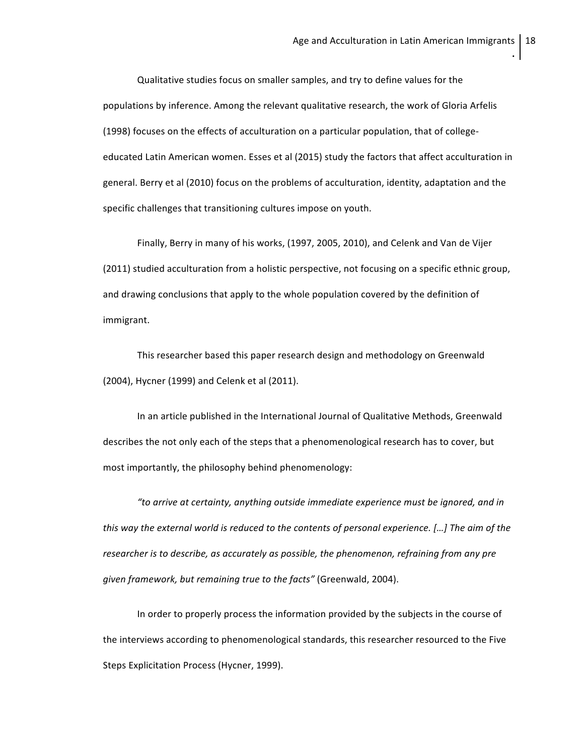Qualitative studies focus on smaller samples, and try to define values for the populations by inference. Among the relevant qualitative research, the work of Gloria Arfelis (1998) focuses on the effects of acculturation on a particular population, that of college-educated Latin American women. Esses et al (2015) study the factors that affect acculturation in general. Berry et al (2010) focus on the problems of acculturation, identity, adaptation and the specific challenges that transitioning cultures impose on youth.

Finally, Berry in many of his works, (1997, 2005, 2010), and Celenk and Van de Vijer (2011) studied acculturation from a holistic perspective, not focusing on a specific ethnic group, and drawing conclusions that apply to the whole population covered by the definition of immigrant.

This researcher based this paper research design and methodology on Greenwald (2004), Hycner (1999) and Celenk et al (2011).

In an article published in the International Journal of Qualitative Methods, Greenwald describes the not only each of the steps that a phenomenological research has to cover, but most importantly, the philosophy behind phenomenology:

*"to arrive at certainty, anything outside immediate experience must be ignored, and in this way the external world is reduced to the contents of personal experience. […] The aim of the researcher is to describe, as accurately as possible, the phenomenon, refraining from any pre given framework, but remaining true to the facts"* (Greenwald, 2004).

In order to properly process the information provided by the subjects in the course of the interviews according to phenomenological standards, this researcher resourced to the Five Steps Explicitation Process (Hycner, 1999).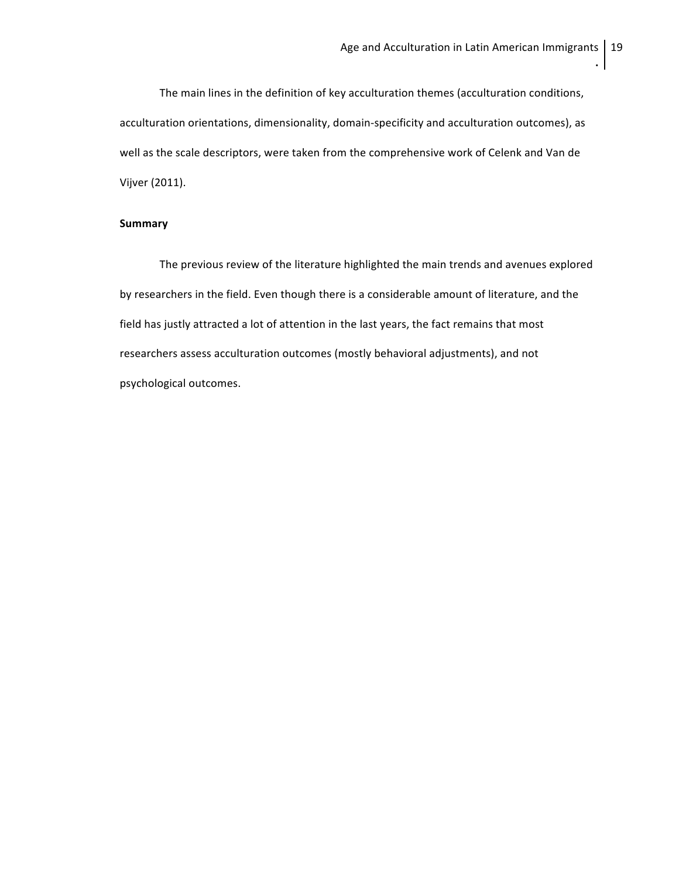The main lines in the definition of key acculturation themes (acculturation conditions, acculturation orientations, dimensionality, domain-specificity and acculturation outcomes), as well as the scale descriptors, were taken from the comprehensive work of Celenk and Van de Vijver (2011).

**Summary**

The previous review of the literature highlighted the main trends and avenues explored by researchers in the field. Even though there is a considerable amount of literature, and the field has justly attracted a lot of attention in the last years, the fact remains that most researchers assess acculturation outcomes (mostly behavioral adjustments), and not psychological outcomes.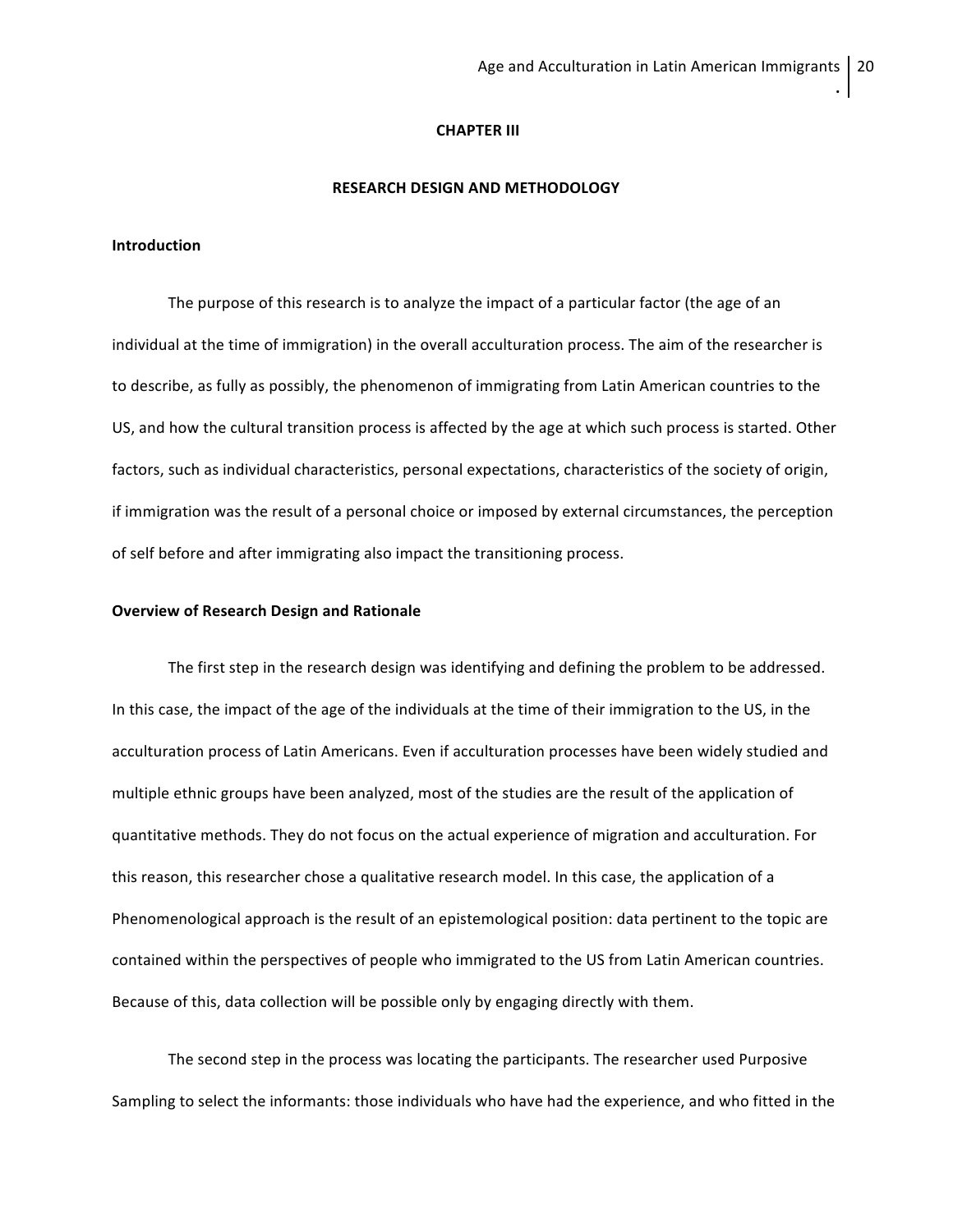# CHAPTER III

## RESEARCH DESIGN AND METHODOLOGY

### Introduction

The purpose of this research is to analyze the impact of a particular factor (the age of an individual at the time of immigration) in the overall acculturation process. The aim of the researcher is to describe, as fully as possibly, the phenomenon of immigrating from Latin American countries to the US, and how the cultural transition process is affected by the age at which such process is started. Other factors, such as individual characteristics, personal expectations, characteristics of the society of origin, if immigration was the result of a personal choice or imposed by external circumstances, the perception of self before and after immigrating also impact the transitioning process.

### Overview of Research Design and Rationale

The first step in the research design was identifying and defining the problem to be addressed. In this case, the impact of the age of the individuals at the time of their immigration to the US, in the acculturation process of Latin Americans. Even if acculturation processes have been widely studied and multiple ethnic groups have been analyzed, most of the studies are the result of the application of quantitative methods. They do not focus on the actual experience of migration and acculturation. For this reason, this researcher chose a qualitative research model. In this case, the application of a Phenomenological approach is the result of an epistemological position: data pertinent to the topic are contained within the perspectives of people who immigrated to the US from Latin American countries. Because of this, data collection will be possible only by engaging directly with them.

The second step in the process was locating the participants. The researcher used Purposive Sampling to select the informants: those individuals who have had the experience, and who fitted in the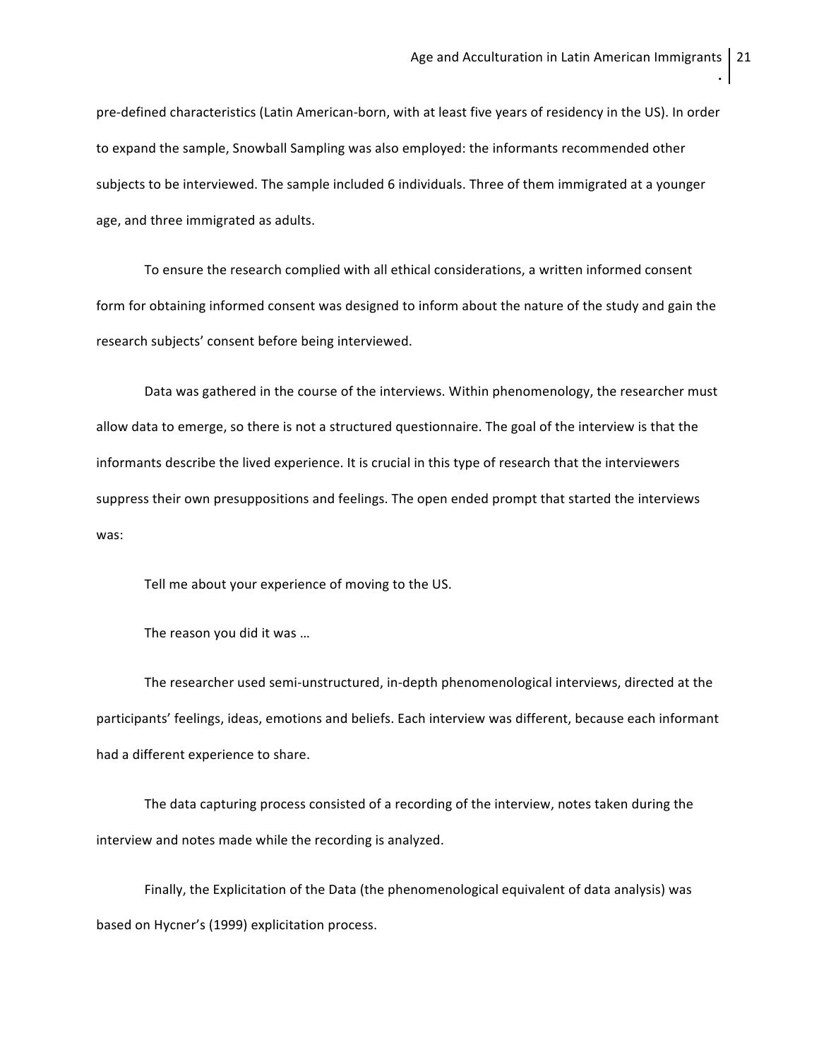pre-defined characteristics (Latin American-born, with at least five years of residency in the US). In order to expand the sample, Snowball Sampling was also employed: the informants recommended other subjects to be interviewed. The sample included 6 individuals. Three of them immigrated at a younger age, and three immigrated as adults.

To ensure the research complied with all ethical considerations, a written informed consent form for obtaining informed consent was designed to inform about the nature of the study and gain the research subjects' consent before being interviewed.

Data was gathered in the course of the interviews. Within phenomenology, the researcher must allow data to emerge, so there is not a structured questionnaire. The goal of the interview is that the informants describe the lived experience. It is crucial in this type of research that the interviewers suppress their own presuppositions and feelings. The open ended prompt that started the interviews was:

Tell me about your experience of moving to the US.

The reason you did it was …

The researcher used semi-unstructured, in-depth phenomenological interviews, directed at the participants' feelings, ideas, emotions and beliefs. Each interview was different, because each informant had a different experience to share.

The data capturing process consisted of a recording of the interview, notes taken during the interview and notes made while the recording is analyzed.

Finally, the Explicitation of the Data (the phenomenological equivalent of data analysis) was based on Hycner's (1999) explicitation process.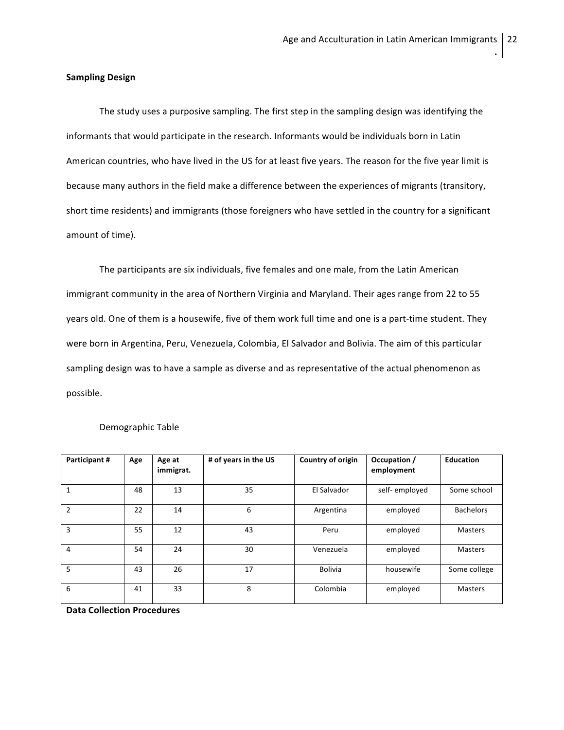**Sampling Design**

The study uses a purposive sampling. The first step in the sampling design was identifying the informants that would participate in the research. Informants would be individuals born in Latin American countries, who have lived in the US for at least five years. The reason for the five year limit is because many authors in the field make a difference between the experiences of migrants (transitory, short time residents) and immigrants (those foreigners who have settled in the country for a significant amount of time).

The participants are six individuals, five females and one male, from the Latin American immigrant community in the area of Northern Virginia and Maryland. Their ages range from 22 to 55 years old. One of them is a housewife, five of them work full time and one is a part-time student. They were born in Argentina, Peru, Venezuela, Colombia, El Salvador and Bolivia. The aim of this particular sampling design was to have a sample as diverse and as representative of the actual phenomenon as possible.

Demographic Table

| Participant # | Age | Age at immigrat. | # of years in the US | Country of origin | Occupation / employment | Education |
|---|---|---|---|---|---|---|
| 1 | 48 | 13 | 35 | El Salvador | self- employed | Some school |
| 2 | 22 | 14 | 6 | Argentina | employed | Bachelors |
| 3 | 55 | 12 | 43 | Peru | employed | Masters |
| 4 | 54 | 24 | 30 | Venezuela | employed | Masters |
| 5 | 43 | 26 | 17 | Bolivia | housewife | Some college |
| 6 | 41 | 33 | 8 | Colombia | employed | Masters |

**Data Collection Procedures**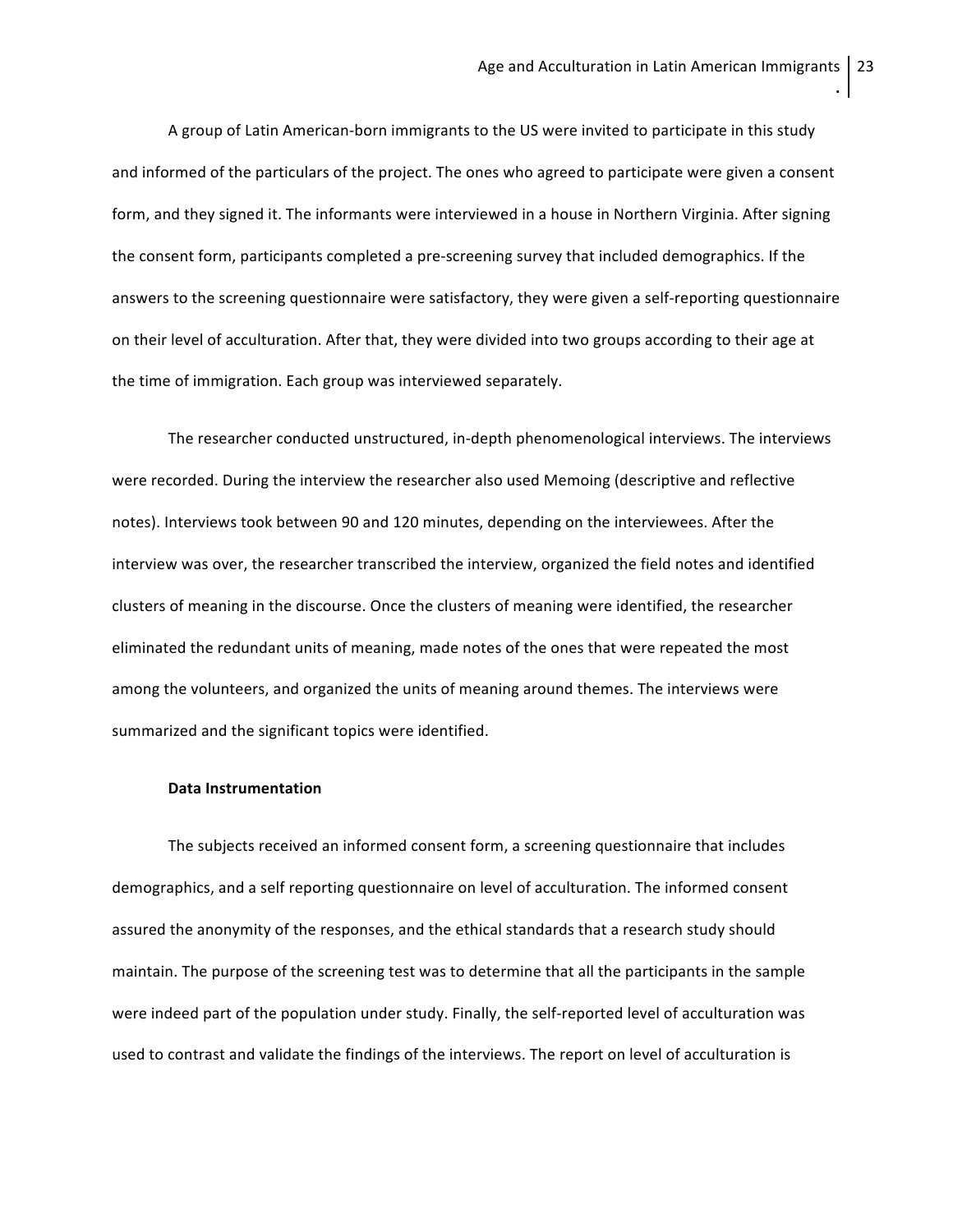A group of Latin American-born immigrants to the US were invited to participate in this study and informed of the particulars of the project. The ones who agreed to participate were given a consent form, and they signed it. The informants were interviewed in a house in Northern Virginia. After signing the consent form, participants completed a pre-screening survey that included demographics. If the answers to the screening questionnaire were satisfactory, they were given a self-reporting questionnaire on their level of acculturation. After that, they were divided into two groups according to their age at the time of immigration. Each group was interviewed separately.

The researcher conducted unstructured, in-depth phenomenological interviews. The interviews were recorded. During the interview the researcher also used Memoing (descriptive and reflective notes). Interviews took between 90 and 120 minutes, depending on the interviewees. After the interview was over, the researcher transcribed the interview, organized the field notes and identified clusters of meaning in the discourse. Once the clusters of meaning were identified, the researcher eliminated the redundant units of meaning, made notes of the ones that were repeated the most among the volunteers, and organized the units of meaning around themes. The interviews were summarized and the significant topics were identified.

**Data Instrumentation**

The subjects received an informed consent form, a screening questionnaire that includes demographics, and a self reporting questionnaire on level of acculturation. The informed consent assured the anonymity of the responses, and the ethical standards that a research study should maintain. The purpose of the screening test was to determine that all the participants in the sample were indeed part of the population under study. Finally, the self-reported level of acculturation was used to contrast and validate the findings of the interviews. The report on level of acculturation is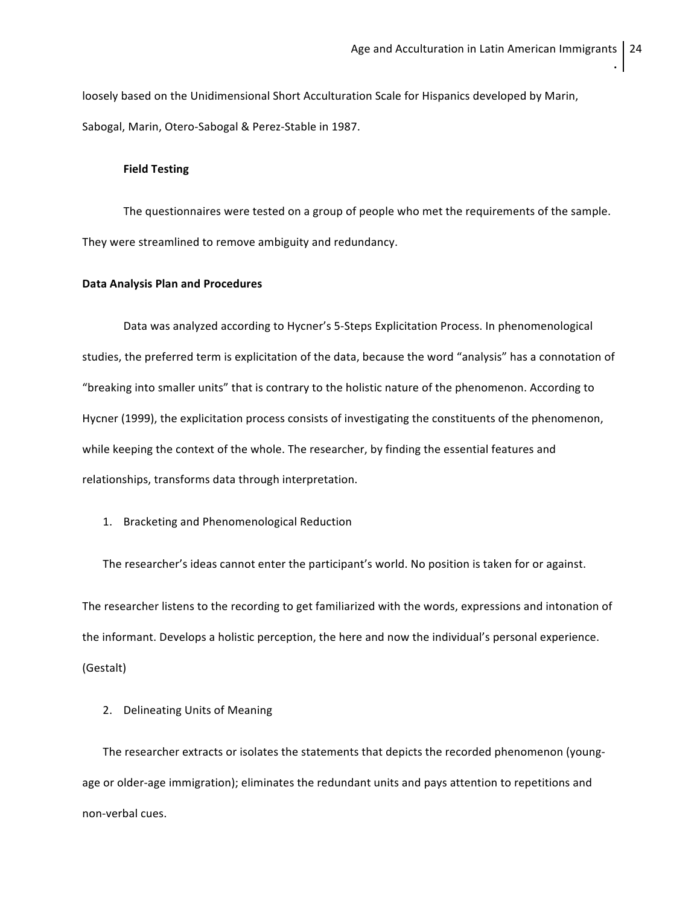loosely based on the Unidimensional Short Acculturation Scale for Hispanics developed by Marin, Sabogal, Marin, Otero-Sabogal & Perez-Stable in 1987.

### Field Testing

The questionnaires were tested on a group of people who met the requirements of the sample. They were streamlined to remove ambiguity and redundancy.

## Data Analysis Plan and Procedures

Data was analyzed according to Hycner's 5-Steps Explicitation Process. In phenomenological studies, the preferred term is explicitation of the data, because the word "analysis" has a connotation of "breaking into smaller units" that is contrary to the holistic nature of the phenomenon. According to Hycner (1999), the explicitation process consists of investigating the constituents of the phenomenon, while keeping the context of the whole. The researcher, by finding the essential features and relationships, transforms data through interpretation.

1. Bracketing and Phenomenological Reduction

The researcher's ideas cannot enter the participant's world. No position is taken for or against. The researcher listens to the recording to get familiarized with the words, expressions and intonation of the informant. Develops a holistic perception, the here and now the individual's personal experience. (Gestalt)

2. Delineating Units of Meaning

The researcher extracts or isolates the statements that depicts the recorded phenomenon (young-age or older-age immigration); eliminates the redundant units and pays attention to repetitions and non-verbal cues.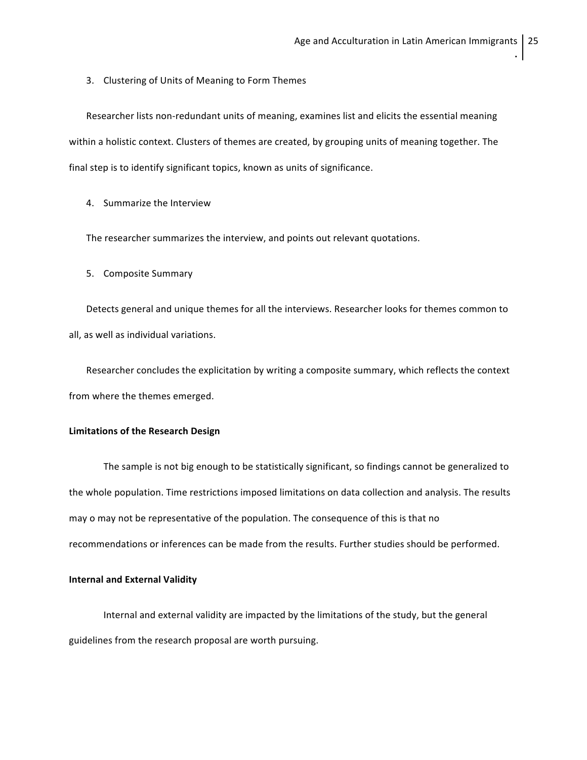3. Clustering of Units of Meaning to Form Themes

Researcher lists non-redundant units of meaning, examines list and elicits the essential meaning within a holistic context. Clusters of themes are created, by grouping units of meaning together. The final step is to identify significant topics, known as units of significance.

4. Summarize the Interview

The researcher summarizes the interview, and points out relevant quotations.

5. Composite Summary

Detects general and unique themes for all the interviews. Researcher looks for themes common to all, as well as individual variations.

Researcher concludes the explicitation by writing a composite summary, which reflects the context from where the themes emerged.

**Limitations of the Research Design**

The sample is not big enough to be statistically significant, so findings cannot be generalized to the whole population. Time restrictions imposed limitations on data collection and analysis. The results may o may not be representative of the population. The consequence of this is that no recommendations or inferences can be made from the results. Further studies should be performed.

**Internal and External Validity**

Internal and external validity are impacted by the limitations of the study, but the general guidelines from the research proposal are worth pursuing.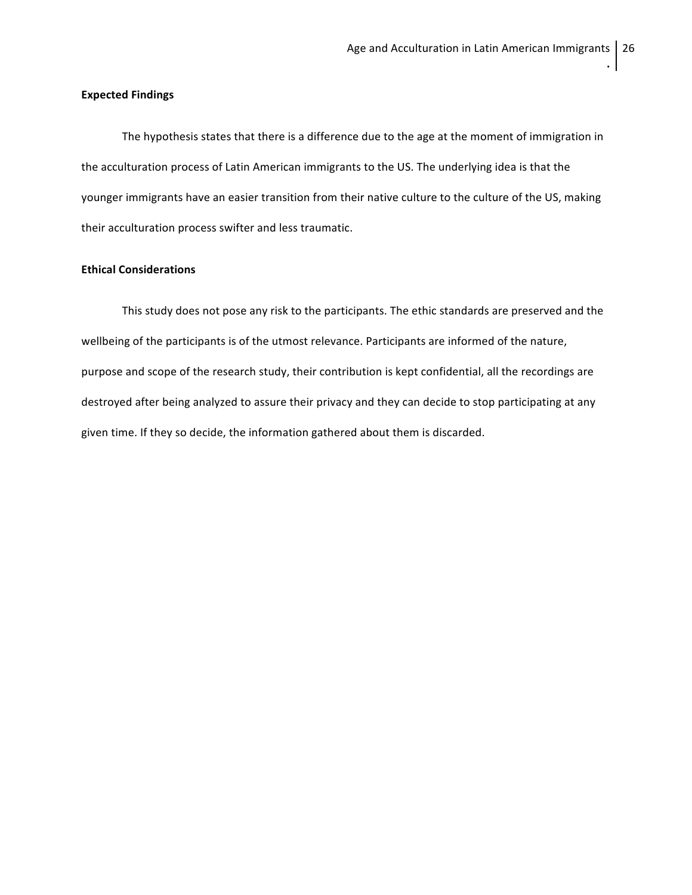**Expected Findings**

The hypothesis states that there is a difference due to the age at the moment of immigration in the acculturation process of Latin American immigrants to the US. The underlying idea is that the younger immigrants have an easier transition from their native culture to the culture of the US, making their acculturation process swifter and less traumatic.

**Ethical Considerations**

This study does not pose any risk to the participants. The ethic standards are preserved and the wellbeing of the participants is of the utmost relevance. Participants are informed of the nature, purpose and scope of the research study, their contribution is kept confidential, all the recordings are destroyed after being analyzed to assure their privacy and they can decide to stop participating at any given time. If they so decide, the information gathered about them is discarded.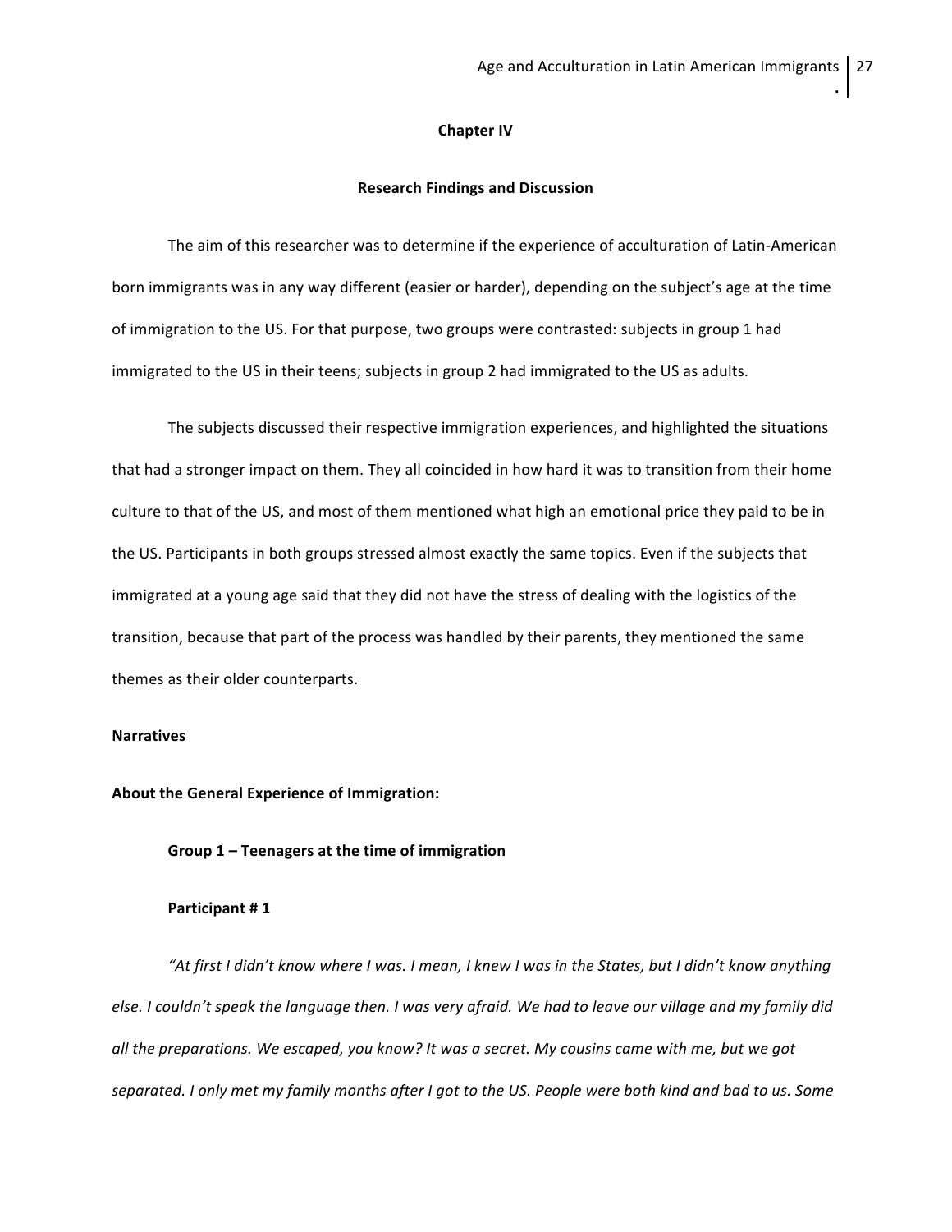## Chapter IV

## Research Findings and Discussion

The aim of this researcher was to determine if the experience of acculturation of Latin-American born immigrants was in any way different (easier or harder), depending on the subject's age at the time of immigration to the US. For that purpose, two groups were contrasted: subjects in group 1 had immigrated to the US in their teens; subjects in group 2 had immigrated to the US as adults.

The subjects discussed their respective immigration experiences, and highlighted the situations that had a stronger impact on them. They all coincided in how hard it was to transition from their home culture to that of the US, and most of them mentioned what high an emotional price they paid to be in the US. Participants in both groups stressed almost exactly the same topics. Even if the subjects that immigrated at a young age said that they did not have the stress of dealing with the logistics of the transition, because that part of the process was handled by their parents, they mentioned the same themes as their older counterparts.

**Narratives**

**About the General Experience of Immigration:**

**Group 1 – Teenagers at the time of immigration**

**Participant # 1**

*"At first I didn't know where I was. I mean, I knew I was in the States, but I didn't know anything else. I couldn't speak the language then. I was very afraid. We had to leave our village and my family did all the preparations. We escaped, you know? It was a secret. My cousins came with me, but we got separated. I only met my family months after I got to the US. People were both kind and bad to us. Some*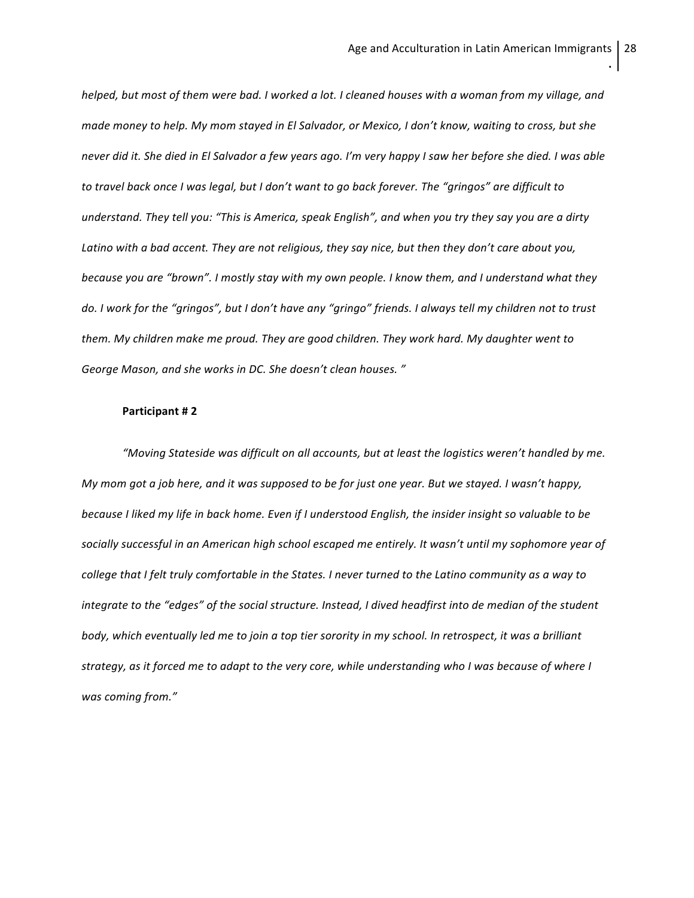*helped, but most of them were bad. I worked a lot. I cleaned houses with a woman from my village, and made money to help. My mom stayed in El Salvador, or Mexico, I don't know, waiting to cross, but she never did it. She died in El Salvador a few years ago. I'm very happy I saw her before she died. I was able to travel back once I was legal, but I don't want to go back forever. The "gringos" are difficult to understand. They tell you: "This is America, speak English", and when you try they say you are a dirty Latino with a bad accent. They are not religious, they say nice, but then they don't care about you, because you are "brown". I mostly stay with my own people. I know them, and I understand what they do. I work for the "gringos", but I don't have any "gringo" friends. I always tell my children not to trust them. My children make me proud. They are good children. They work hard. My daughter went to George Mason, and she works in DC. She doesn't clean houses. "*

**Participant # 2**

*"Moving Stateside was difficult on all accounts, but at least the logistics weren't handled by me. My mom got a job here, and it was supposed to be for just one year. But we stayed. I wasn't happy, because I liked my life in back home. Even if I understood English, the insider insight so valuable to be socially successful in an American high school escaped me entirely. It wasn't until my sophomore year of college that I felt truly comfortable in the States. I never turned to the Latino community as a way to integrate to the "edges" of the social structure. Instead, I dived headfirst into de median of the student body, which eventually led me to join a top tier sorority in my school. In retrospect, it was a brilliant strategy, as it forced me to adapt to the very core, while understanding who I was because of where I was coming from."*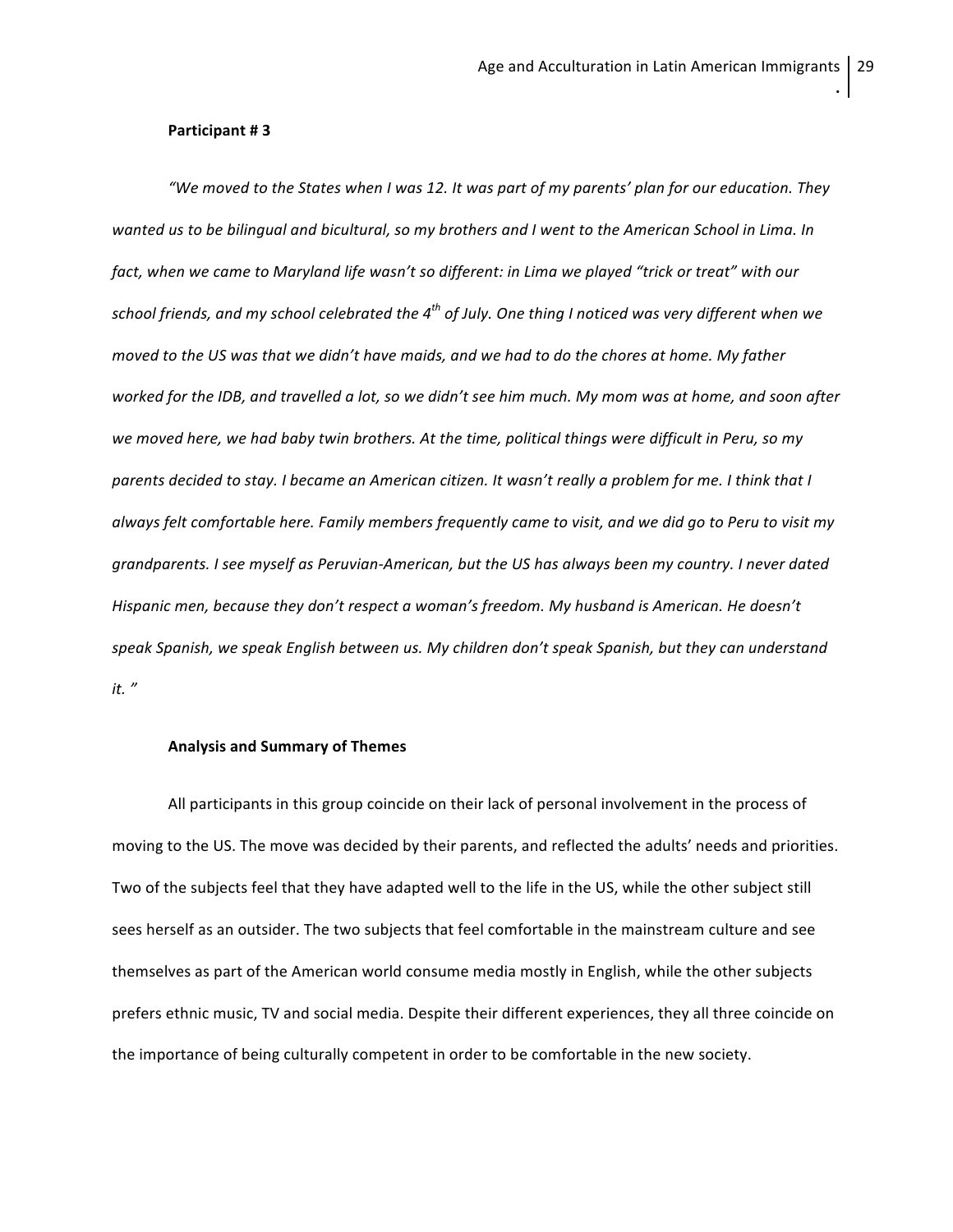**Participant # 3**

*"We moved to the States when I was 12. It was part of my parents' plan for our education. They wanted us to be bilingual and bicultural, so my brothers and I went to the American School in Lima. In fact, when we came to Maryland life wasn't so different: in Lima we played "trick or treat" with our school friends, and my school celebrated the 4th of July. One thing I noticed was very different when we moved to the US was that we didn't have maids, and we had to do the chores at home. My father worked for the IDB, and travelled a lot, so we didn't see him much. My mom was at home, and soon after we moved here, we had baby twin brothers. At the time, political things were difficult in Peru, so my parents decided to stay. I became an American citizen. It wasn't really a problem for me. I think that I always felt comfortable here. Family members frequently came to visit, and we did go to Peru to visit my grandparents. I see myself as Peruvian-American, but the US has always been my country. I never dated Hispanic men, because they don't respect a woman's freedom. My husband is American. He doesn't speak Spanish, we speak English between us. My children don't speak Spanish, but they can understand it. "*

**Analysis and Summary of Themes**

All participants in this group coincide on their lack of personal involvement in the process of moving to the US. The move was decided by their parents, and reflected the adults' needs and priorities. Two of the subjects feel that they have adapted well to the life in the US, while the other subject still sees herself as an outsider. The two subjects that feel comfortable in the mainstream culture and see themselves as part of the American world consume media mostly in English, while the other subjects prefers ethnic music, TV and social media. Despite their different experiences, they all three coincide on the importance of being culturally competent in order to be comfortable in the new society.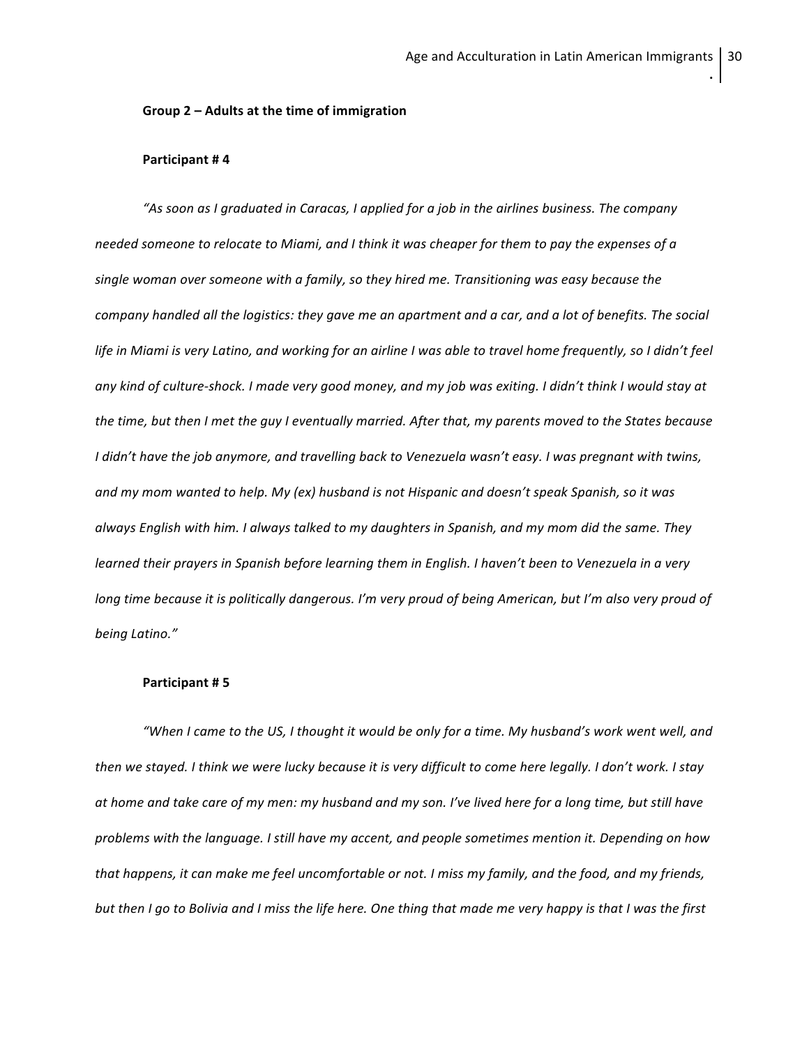**Group 2 – Adults at the time of immigration**

**Participant # 4**

*"As soon as I graduated in Caracas, I applied for a job in the airlines business. The company needed someone to relocate to Miami, and I think it was cheaper for them to pay the expenses of a single woman over someone with a family, so they hired me. Transitioning was easy because the company handled all the logistics: they gave me an apartment and a car, and a lot of benefits. The social life in Miami is very Latino, and working for an airline I was able to travel home frequently, so I didn't feel any kind of culture-shock. I made very good money, and my job was exiting. I didn't think I would stay at the time, but then I met the guy I eventually married. After that, my parents moved to the States because I didn't have the job anymore, and travelling back to Venezuela wasn't easy. I was pregnant with twins, and my mom wanted to help. My (ex) husband is not Hispanic and doesn't speak Spanish, so it was always English with him. I always talked to my daughters in Spanish, and my mom did the same. They learned their prayers in Spanish before learning them in English. I haven't been to Venezuela in a very long time because it is politically dangerous. I'm very proud of being American, but I'm also very proud of being Latino."*

**Participant # 5**

*"When I came to the US, I thought it would be only for a time. My husband's work went well, and then we stayed. I think we were lucky because it is very difficult to come here legally. I don't work. I stay at home and take care of my men: my husband and my son. I've lived here for a long time, but still have problems with the language. I still have my accent, and people sometimes mention it. Depending on how that happens, it can make me feel uncomfortable or not. I miss my family, and the food, and my friends, but then I go to Bolivia and I miss the life here. One thing that made me very happy is that I was the first*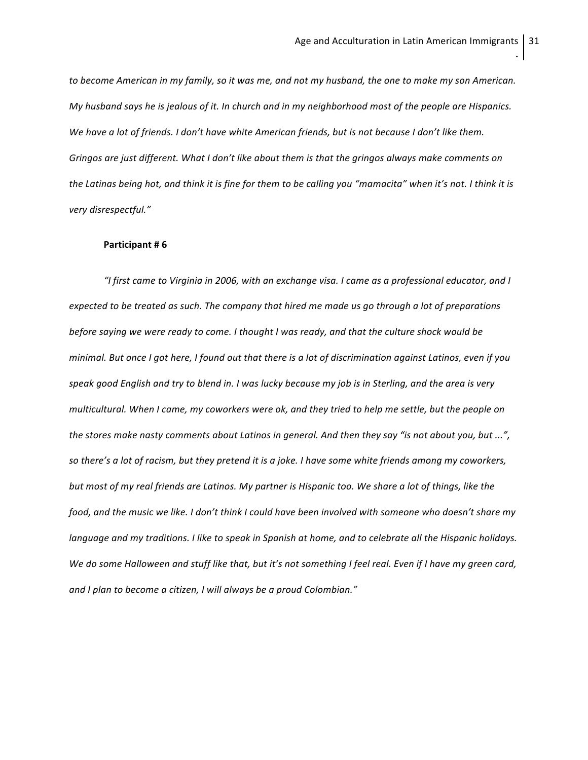*to become American in my family, so it was me, and not my husband, the one to make my son American. My husband says he is jealous of it. In church and in my neighborhood most of the people are Hispanics. We have a lot of friends. I don't have white American friends, but is not because I don't like them. Gringos are just different. What I don't like about them is that the gringos always make comments on the Latinas being hot, and think it is fine for them to be calling you "mamacita" when it's not. I think it is very disrespectful."*

**Participant # 6**

*"I first came to Virginia in 2006, with an exchange visa. I came as a professional educator, and I expected to be treated as such. The company that hired me made us go through a lot of preparations before saying we were ready to come. I thought I was ready, and that the culture shock would be minimal. But once I got here, I found out that there is a lot of discrimination against Latinos, even if you speak good English and try to blend in. I was lucky because my job is in Sterling, and the area is very multicultural. When I came, my coworkers were ok, and they tried to help me settle, but the people on the stores make nasty comments about Latinos in general. And then they say "is not about you, but ...", so there's a lot of racism, but they pretend it is a joke. I have some white friends among my coworkers, but most of my real friends are Latinos. My partner is Hispanic too. We share a lot of things, like the food, and the music we like. I don't think I could have been involved with someone who doesn't share my language and my traditions. I like to speak in Spanish at home, and to celebrate all the Hispanic holidays. We do some Halloween and stuff like that, but it's not something I feel real. Even if I have my green card, and I plan to become a citizen, I will always be a proud Colombian."*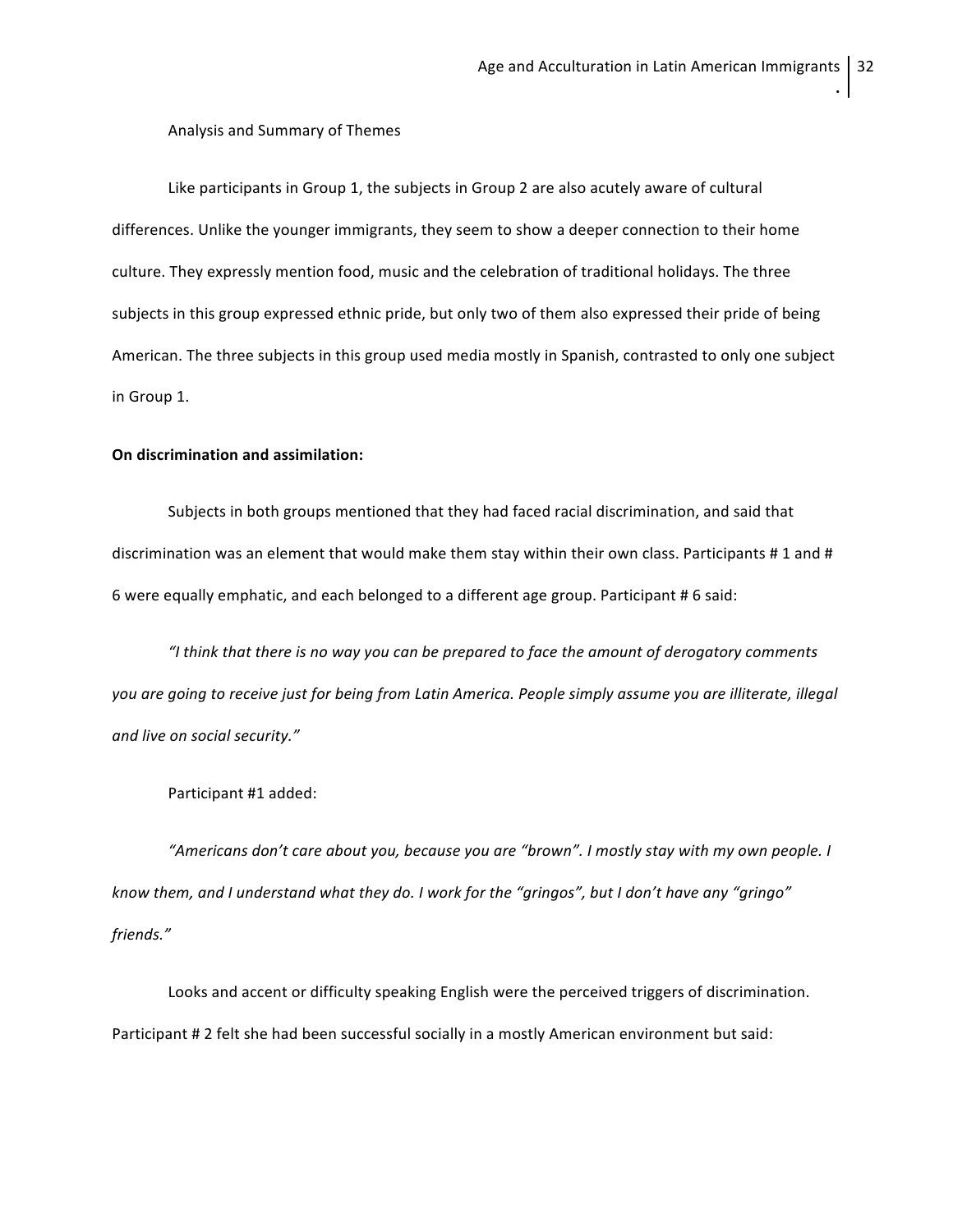Analysis and Summary of Themes

Like participants in Group 1, the subjects in Group 2 are also acutely aware of cultural differences. Unlike the younger immigrants, they seem to show a deeper connection to their home culture. They expressly mention food, music and the celebration of traditional holidays. The three subjects in this group expressed ethnic pride, but only two of them also expressed their pride of being American. The three subjects in this group used media mostly in Spanish, contrasted to only one subject in Group 1.

**On discrimination and assimilation:**

Subjects in both groups mentioned that they had faced racial discrimination, and said that discrimination was an element that would make them stay within their own class. Participants # 1 and # 6 were equally emphatic, and each belonged to a different age group. Participant # 6 said:

*"I think that there is no way you can be prepared to face the amount of derogatory comments you are going to receive just for being from Latin America. People simply assume you are illiterate, illegal and live on social security."*

Participant #1 added:

*"Americans don't care about you, because you are "brown". I mostly stay with my own people. I know them, and I understand what they do. I work for the "gringos", but I don't have any "gringo" friends."*

Looks and accent or difficulty speaking English were the perceived triggers of discrimination. Participant # 2 felt she had been successful socially in a mostly American environment but said: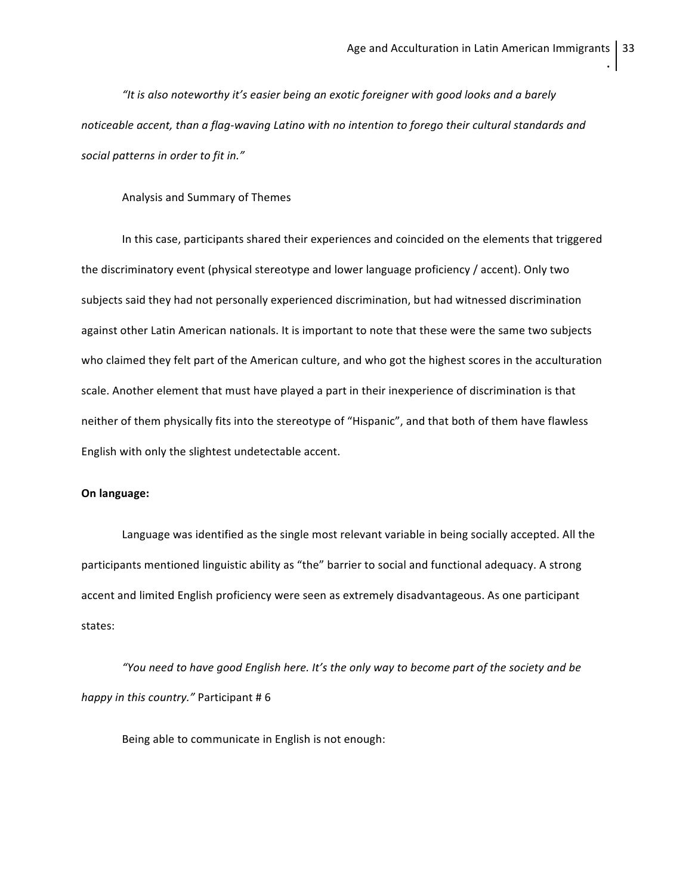*"It is also noteworthy it's easier being an exotic foreigner with good looks and a barely noticeable accent, than a flag-waving Latino with no intention to forego their cultural standards and social patterns in order to fit in."*

Analysis and Summary of Themes

In this case, participants shared their experiences and coincided on the elements that triggered the discriminatory event (physical stereotype and lower language proficiency / accent). Only two subjects said they had not personally experienced discrimination, but had witnessed discrimination against other Latin American nationals. It is important to note that these were the same two subjects who claimed they felt part of the American culture, and who got the highest scores in the acculturation scale. Another element that must have played a part in their inexperience of discrimination is that neither of them physically fits into the stereotype of "Hispanic", and that both of them have flawless English with only the slightest undetectable accent.

**On language:**

Language was identified as the single most relevant variable in being socially accepted. All the participants mentioned linguistic ability as "the" barrier to social and functional adequacy. A strong accent and limited English proficiency were seen as extremely disadvantageous. As one participant states:

*"You need to have good English here. It's the only way to become part of the society and be happy in this country."* Participant # 6

Being able to communicate in English is not enough: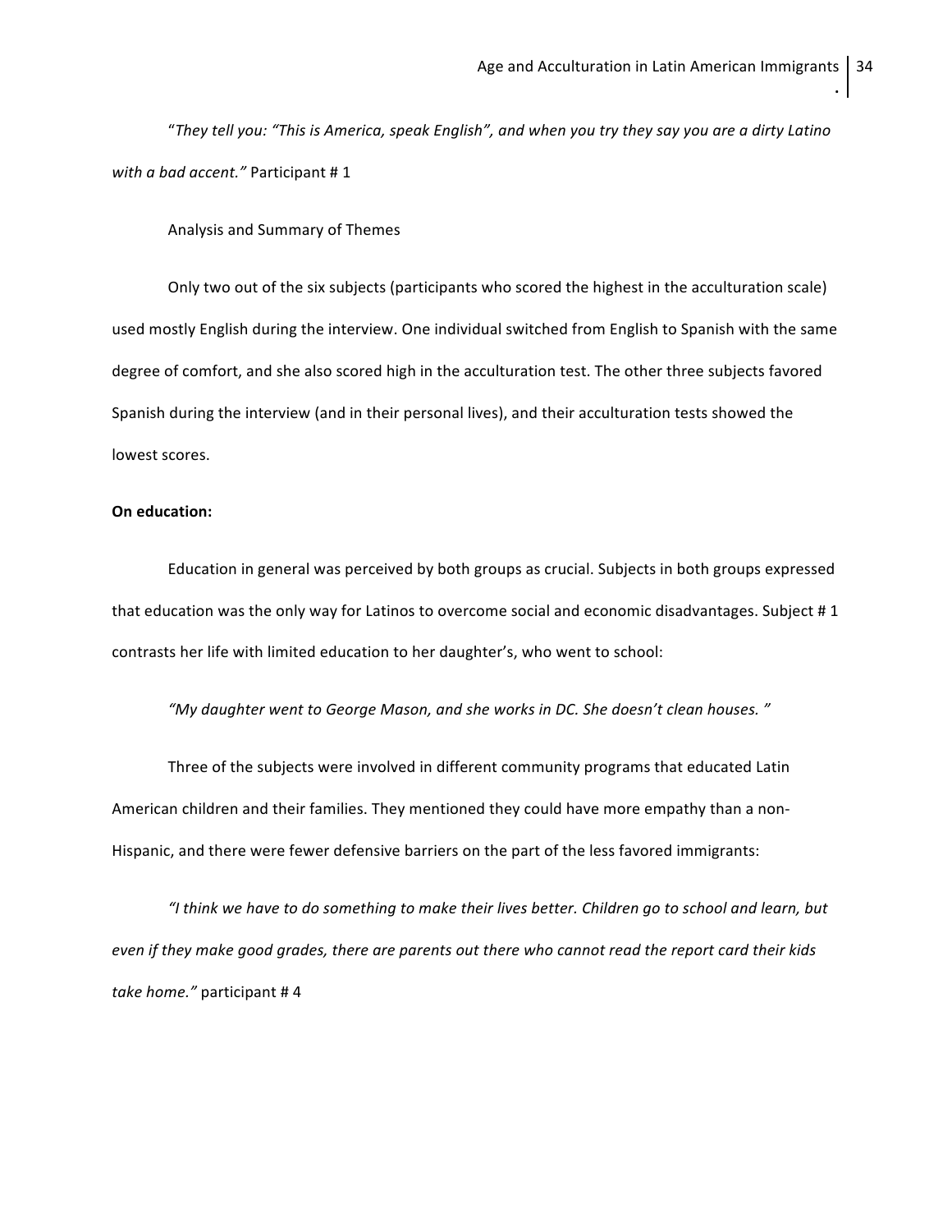*"They tell you: "This is America, speak English", and when you try they say you are a dirty Latino with a bad accent."* Participant # 1

Analysis and Summary of Themes

Only two out of the six subjects (participants who scored the highest in the acculturation scale) used mostly English during the interview. One individual switched from English to Spanish with the same degree of comfort, and she also scored high in the acculturation test. The other three subjects favored Spanish during the interview (and in their personal lives), and their acculturation tests showed the lowest scores.

**On education:**

Education in general was perceived by both groups as crucial. Subjects in both groups expressed that education was the only way for Latinos to overcome social and economic disadvantages. Subject # 1 contrasts her life with limited education to her daughter's, who went to school:

*"My daughter went to George Mason, and she works in DC. She doesn't clean houses. "*

Three of the subjects were involved in different community programs that educated Latin American children and their families. They mentioned they could have more empathy than a non-Hispanic, and there were fewer defensive barriers on the part of the less favored immigrants:

*"I think we have to do something to make their lives better. Children go to school and learn, but even if they make good grades, there are parents out there who cannot read the report card their kids take home."* participant # 4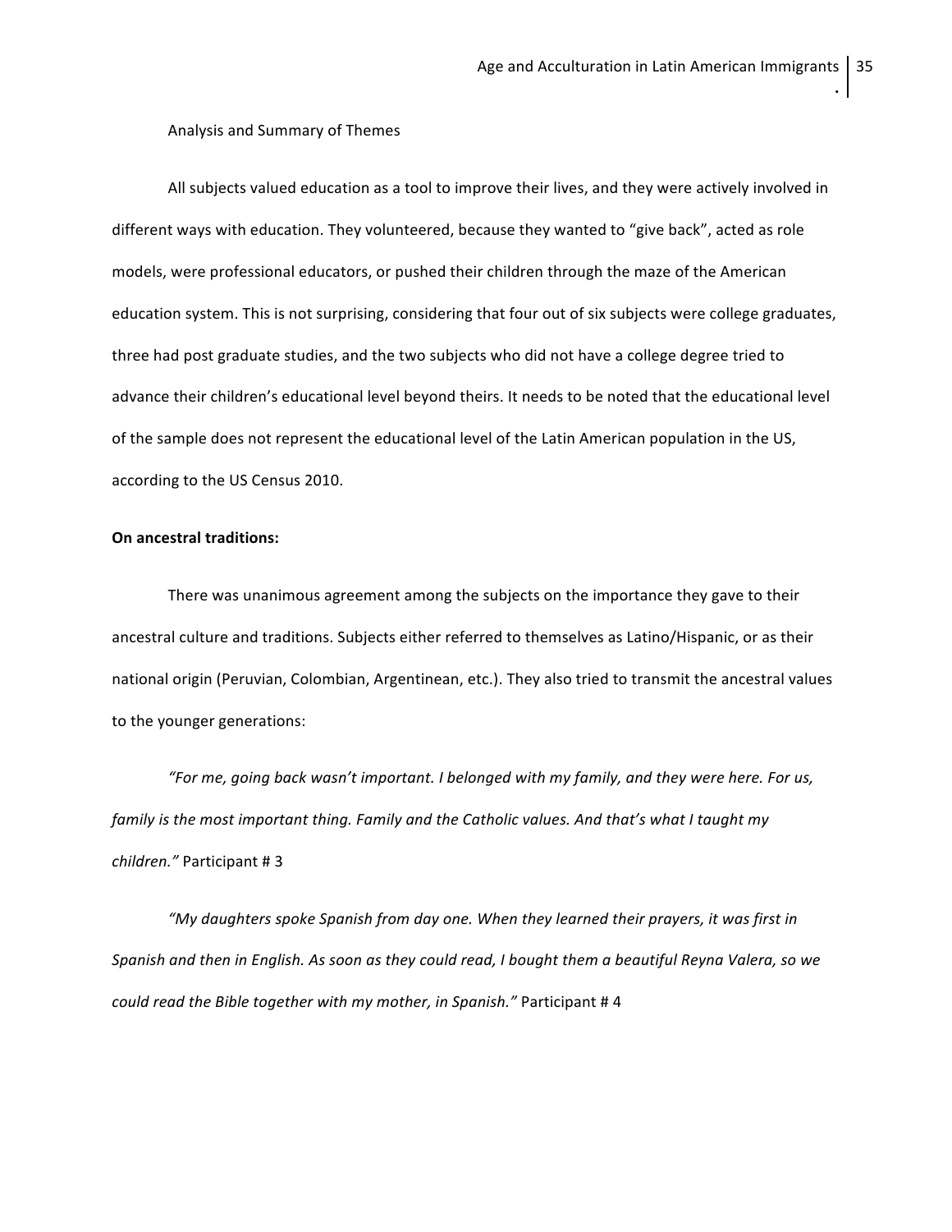Analysis and Summary of Themes

All subjects valued education as a tool to improve their lives, and they were actively involved in different ways with education. They volunteered, because they wanted to "give back", acted as role models, were professional educators, or pushed their children through the maze of the American education system. This is not surprising, considering that four out of six subjects were college graduates, three had post graduate studies, and the two subjects who did not have a college degree tried to advance their children's educational level beyond theirs. It needs to be noted that the educational level of the sample does not represent the educational level of the Latin American population in the US, according to the US Census 2010.

**On ancestral traditions:**

There was unanimous agreement among the subjects on the importance they gave to their ancestral culture and traditions. Subjects either referred to themselves as Latino/Hispanic, or as their national origin (Peruvian, Colombian, Argentinean, etc.). They also tried to transmit the ancestral values to the younger generations:

*"For me, going back wasn't important. I belonged with my family, and they were here. For us, family is the most important thing. Family and the Catholic values. And that's what I taught my children."* Participant # 3

*"My daughters spoke Spanish from day one. When they learned their prayers, it was first in Spanish and then in English. As soon as they could read, I bought them a beautiful Reyna Valera, so we could read the Bible together with my mother, in Spanish."* Participant # 4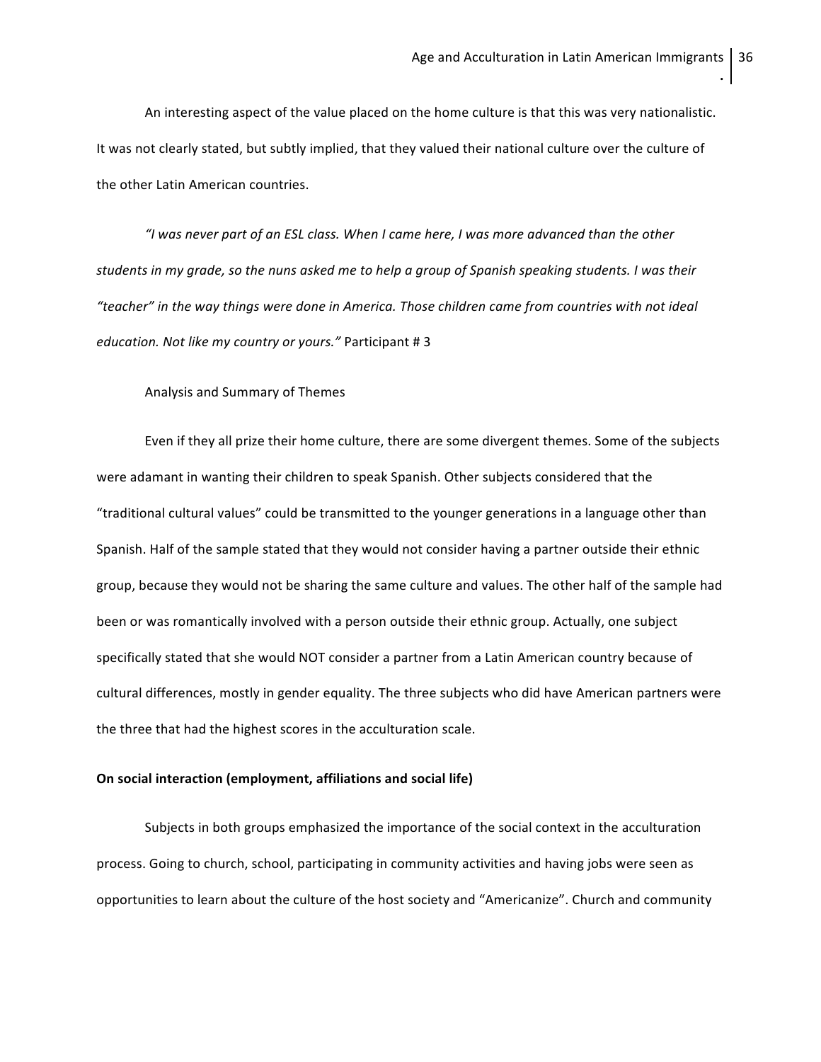An interesting aspect of the value placed on the home culture is that this was very nationalistic. It was not clearly stated, but subtly implied, that they valued their national culture over the culture of the other Latin American countries.

*"I was never part of an ESL class. When I came here, I was more advanced than the other students in my grade, so the nuns asked me to help a group of Spanish speaking students. I was their "teacher" in the way things were done in America. Those children came from countries with not ideal education. Not like my country or yours."* Participant # 3

Analysis and Summary of Themes

Even if they all prize their home culture, there are some divergent themes. Some of the subjects were adamant in wanting their children to speak Spanish. Other subjects considered that the "traditional cultural values" could be transmitted to the younger generations in a language other than Spanish. Half of the sample stated that they would not consider having a partner outside their ethnic group, because they would not be sharing the same culture and values. The other half of the sample had been or was romantically involved with a person outside their ethnic group. Actually, one subject specifically stated that she would NOT consider a partner from a Latin American country because of cultural differences, mostly in gender equality. The three subjects who did have American partners were the three that had the highest scores in the acculturation scale.

**On social interaction (employment, affiliations and social life)**

Subjects in both groups emphasized the importance of the social context in the acculturation process. Going to church, school, participating in community activities and having jobs were seen as opportunities to learn about the culture of the host society and "Americanize". Church and community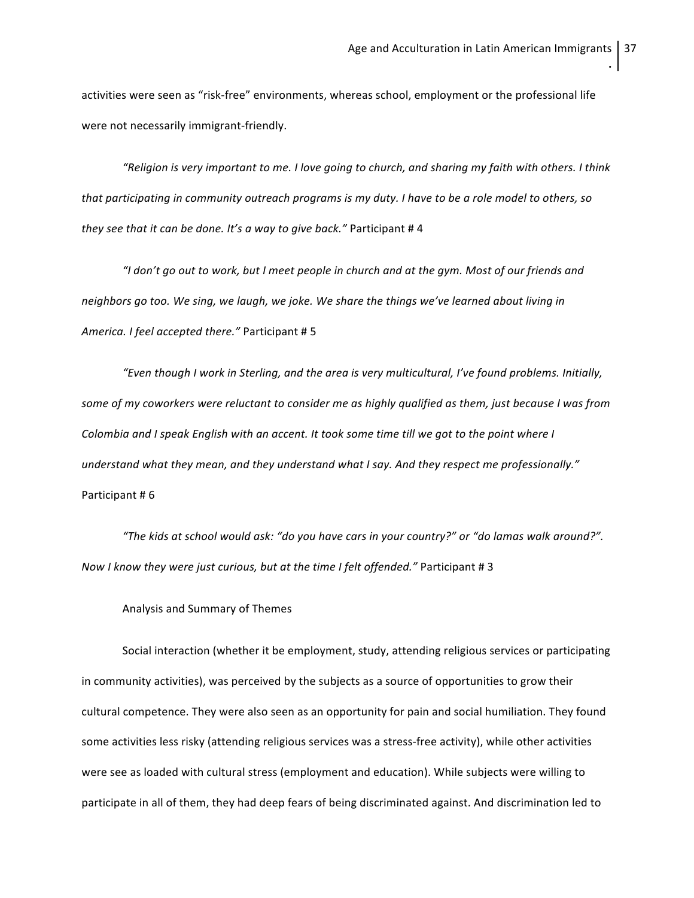activities were seen as "risk-free" environments, whereas school, employment or the professional life were not necessarily immigrant-friendly.

*"Religion is very important to me. I love going to church, and sharing my faith with others. I think that participating in community outreach programs is my duty. I have to be a role model to others, so they see that it can be done. It's a way to give back."* Participant # 4

*"I don't go out to work, but I meet people in church and at the gym. Most of our friends and neighbors go too. We sing, we laugh, we joke. We share the things we've learned about living in America. I feel accepted there."* Participant # 5

*"Even though I work in Sterling, and the area is very multicultural, I've found problems. Initially, some of my coworkers were reluctant to consider me as highly qualified as them, just because I was from Colombia and I speak English with an accent. It took some time till we got to the point where I understand what they mean, and they understand what I say. And they respect me professionally."* Participant # 6

*"The kids at school would ask: "do you have cars in your country?" or "do lamas walk around?". Now I know they were just curious, but at the time I felt offended."* Participant # 3

Analysis and Summary of Themes

Social interaction (whether it be employment, study, attending religious services or participating in community activities), was perceived by the subjects as a source of opportunities to grow their cultural competence. They were also seen as an opportunity for pain and social humiliation. They found some activities less risky (attending religious services was a stress-free activity), while other activities were see as loaded with cultural stress (employment and education). While subjects were willing to participate in all of them, they had deep fears of being discriminated against. And discrimination led to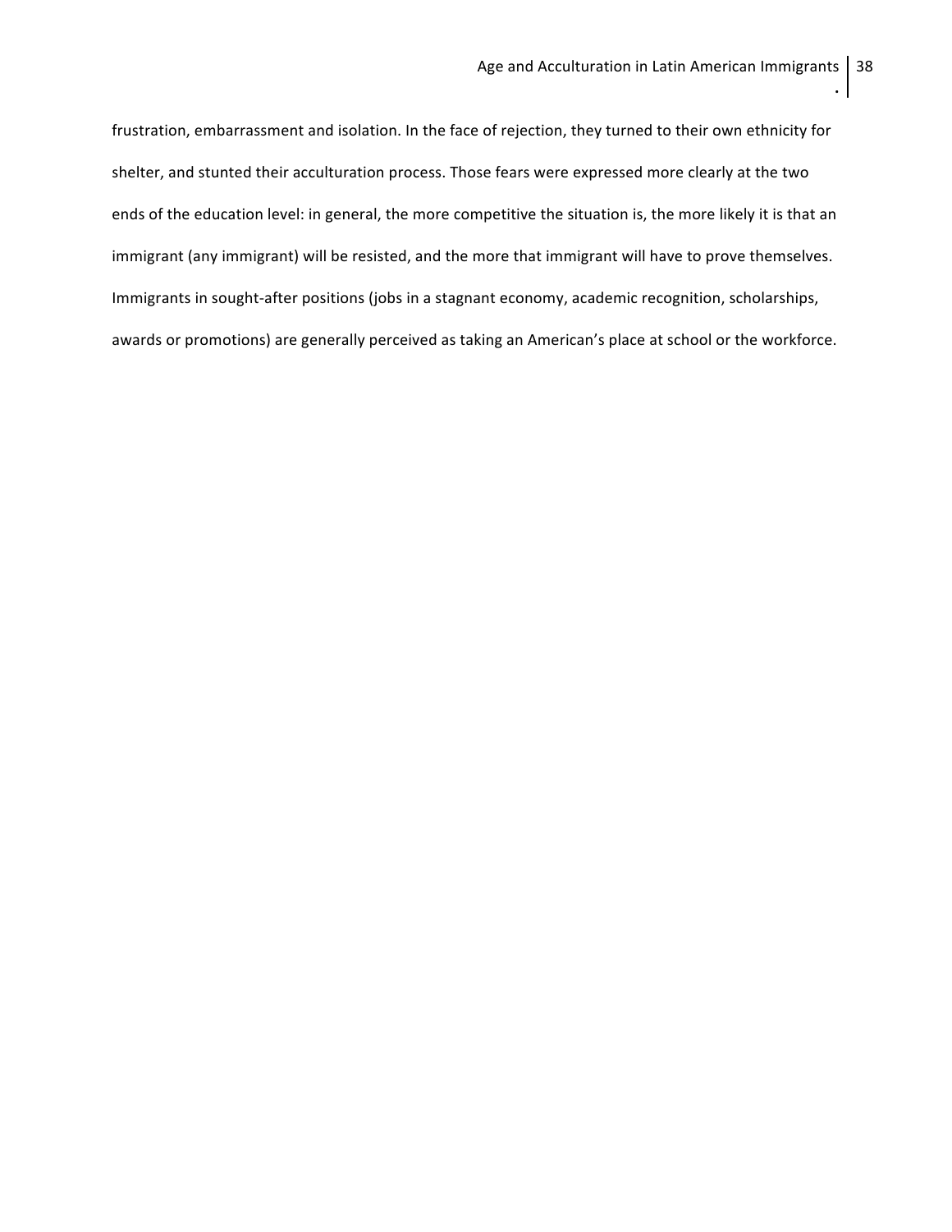frustration, embarrassment and isolation. In the face of rejection, they turned to their own ethnicity for shelter, and stunted their acculturation process. Those fears were expressed more clearly at the two ends of the education level: in general, the more competitive the situation is, the more likely it is that an immigrant (any immigrant) will be resisted, and the more that immigrant will have to prove themselves. Immigrants in sought-after positions (jobs in a stagnant economy, academic recognition, scholarships, awards or promotions) are generally perceived as taking an American's place at school or the workforce.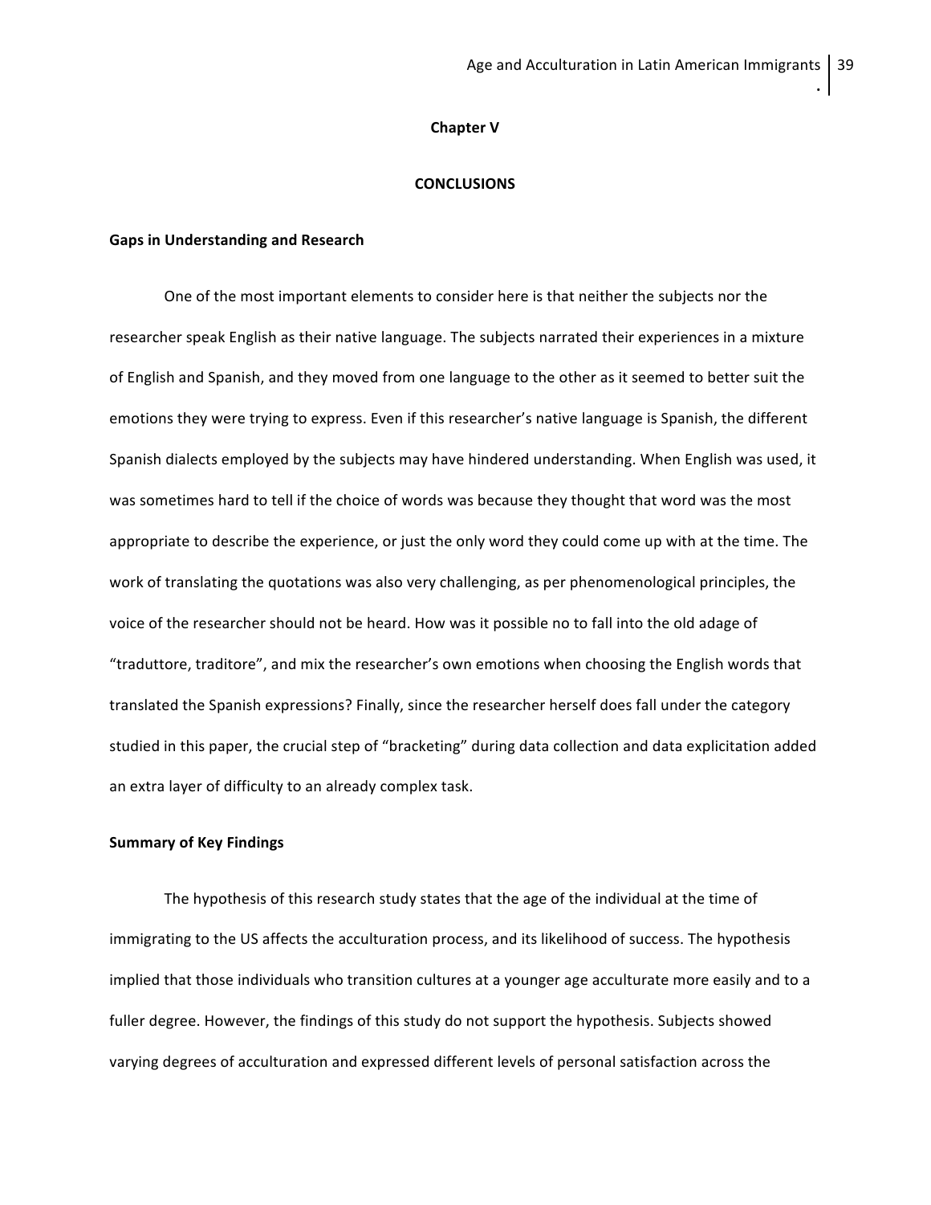# Chapter V

# CONCLUSIONS

### Gaps in Understanding and Research

One of the most important elements to consider here is that neither the subjects nor the researcher speak English as their native language. The subjects narrated their experiences in a mixture of English and Spanish, and they moved from one language to the other as it seemed to better suit the emotions they were trying to express. Even if this researcher's native language is Spanish, the different Spanish dialects employed by the subjects may have hindered understanding. When English was used, it was sometimes hard to tell if the choice of words was because they thought that word was the most appropriate to describe the experience, or just the only word they could come up with at the time. The work of translating the quotations was also very challenging, as per phenomenological principles, the voice of the researcher should not be heard. How was it possible no to fall into the old adage of "traduttore, traditore", and mix the researcher's own emotions when choosing the English words that translated the Spanish expressions? Finally, since the researcher herself does fall under the category studied in this paper, the crucial step of "bracketing" during data collection and data explicitation added an extra layer of difficulty to an already complex task.

### Summary of Key Findings

The hypothesis of this research study states that the age of the individual at the time of immigrating to the US affects the acculturation process, and its likelihood of success. The hypothesis implied that those individuals who transition cultures at a younger age acculturate more easily and to a fuller degree. However, the findings of this study do not support the hypothesis. Subjects showed varying degrees of acculturation and expressed different levels of personal satisfaction across the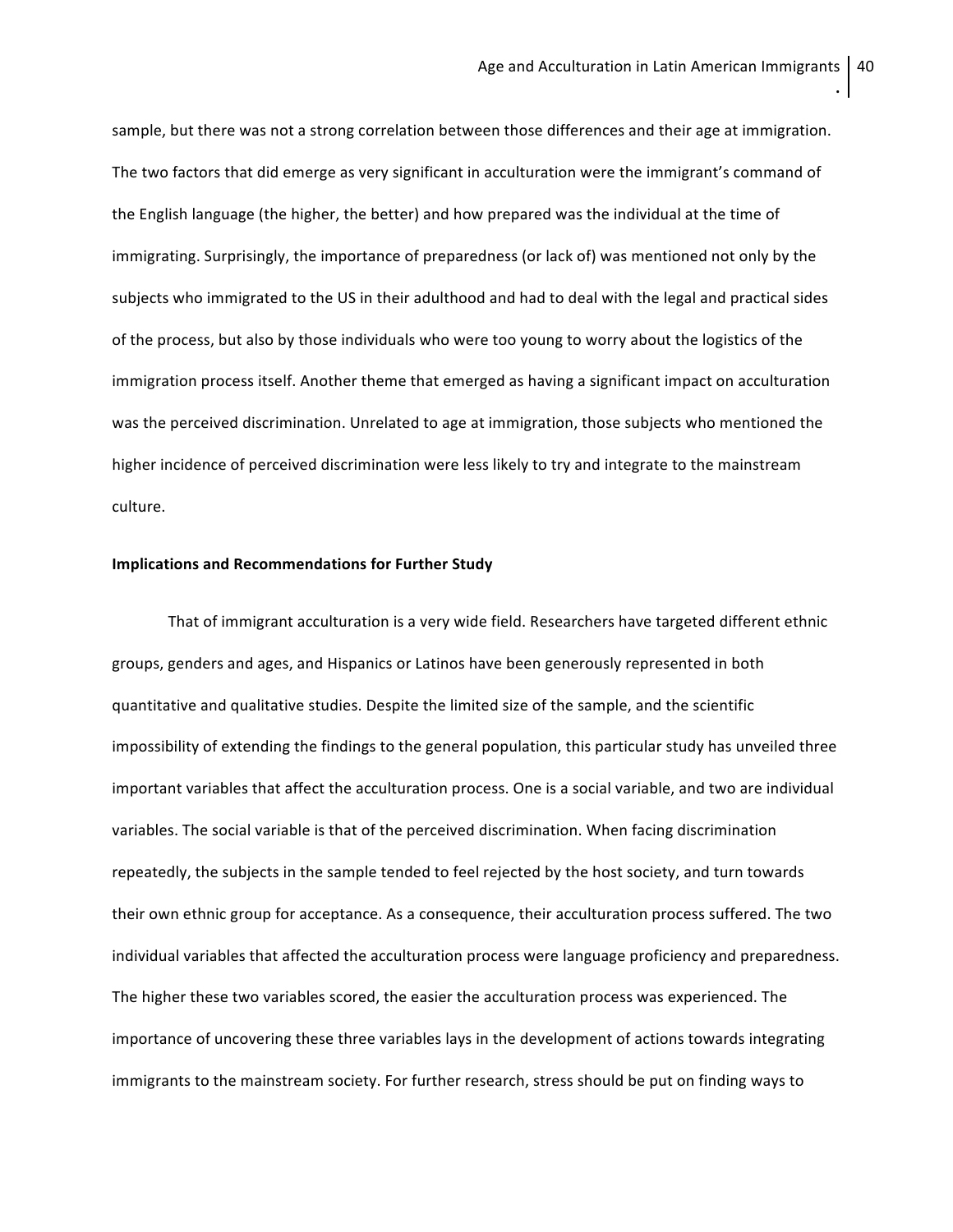sample, but there was not a strong correlation between those differences and their age at immigration. The two factors that did emerge as very significant in acculturation were the immigrant's command of the English language (the higher, the better) and how prepared was the individual at the time of immigrating. Surprisingly, the importance of preparedness (or lack of) was mentioned not only by the subjects who immigrated to the US in their adulthood and had to deal with the legal and practical sides of the process, but also by those individuals who were too young to worry about the logistics of the immigration process itself. Another theme that emerged as having a significant impact on acculturation was the perceived discrimination. Unrelated to age at immigration, those subjects who mentioned the higher incidence of perceived discrimination were less likely to try and integrate to the mainstream culture.

**Implications and Recommendations for Further Study**

That of immigrant acculturation is a very wide field. Researchers have targeted different ethnic groups, genders and ages, and Hispanics or Latinos have been generously represented in both quantitative and qualitative studies. Despite the limited size of the sample, and the scientific impossibility of extending the findings to the general population, this particular study has unveiled three important variables that affect the acculturation process. One is a social variable, and two are individual variables. The social variable is that of the perceived discrimination. When facing discrimination repeatedly, the subjects in the sample tended to feel rejected by the host society, and turn towards their own ethnic group for acceptance. As a consequence, their acculturation process suffered. The two individual variables that affected the acculturation process were language proficiency and preparedness. The higher these two variables scored, the easier the acculturation process was experienced. The importance of uncovering these three variables lays in the development of actions towards integrating immigrants to the mainstream society. For further research, stress should be put on finding ways to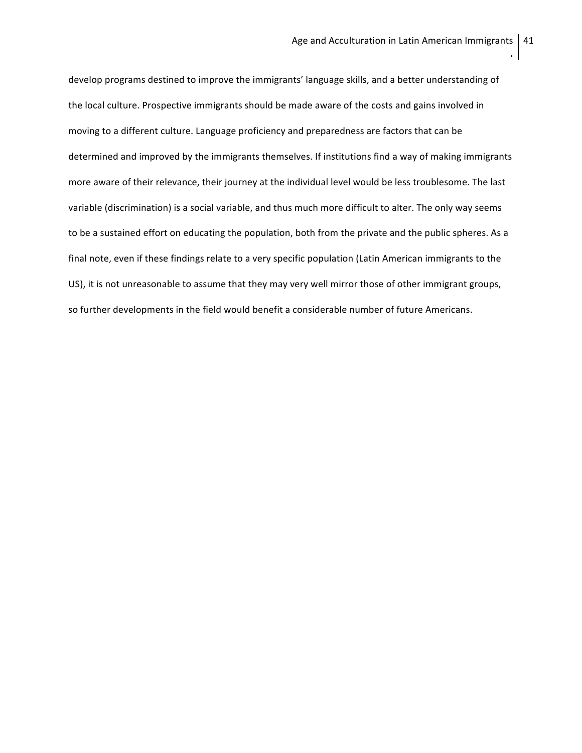develop programs destined to improve the immigrants' language skills, and a better understanding of the local culture. Prospective immigrants should be made aware of the costs and gains involved in moving to a different culture. Language proficiency and preparedness are factors that can be determined and improved by the immigrants themselves. If institutions find a way of making immigrants more aware of their relevance, their journey at the individual level would be less troublesome. The last variable (discrimination) is a social variable, and thus much more difficult to alter. The only way seems to be a sustained effort on educating the population, both from the private and the public spheres. As a final note, even if these findings relate to a very specific population (Latin American immigrants to the US), it is not unreasonable to assume that they may very well mirror those of other immigrant groups, so further developments in the field would benefit a considerable number of future Americans.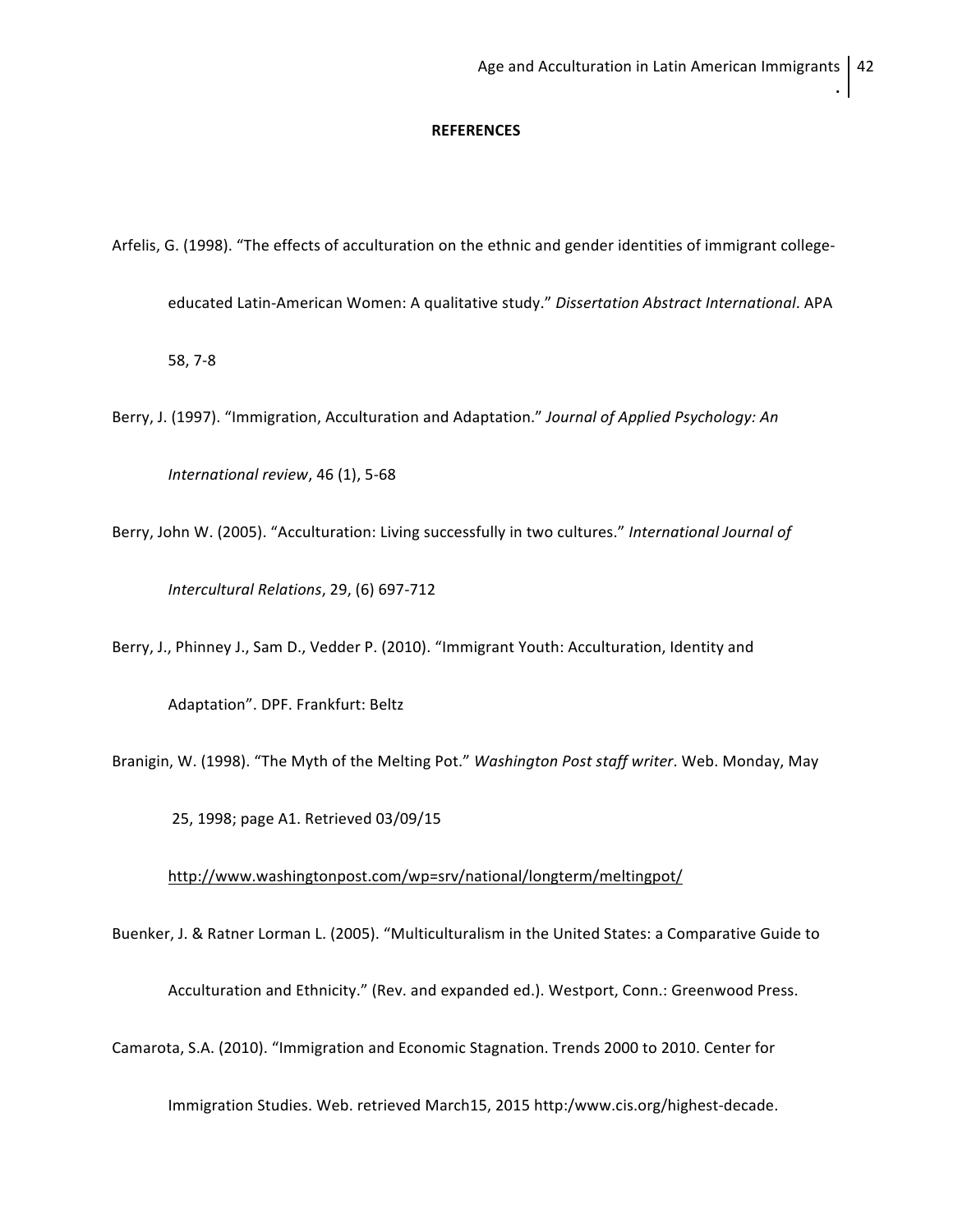**REFERENCES**

Arfelis, G. (1998). "The effects of acculturation on the ethnic and gender identities of immigrant college-educated Latin-American Women: A qualitative study." *Dissertation Abstract International*. APA 58, 7-8

Berry, J. (1997). "Immigration, Acculturation and Adaptation." *Journal of Applied Psychology: An International review*, 46 (1), 5-68

Berry, John W. (2005). "Acculturation: Living successfully in two cultures." *International Journal of Intercultural Relations*, 29, (6) 697-712

Berry, J., Phinney J., Sam D., Vedder P. (2010). "Immigrant Youth: Acculturation, Identity and Adaptation". DPF. Frankfurt: Beltz

Branigin, W. (1998). "The Myth of the Melting Pot." *Washington Post staff writer*. Web. Monday, May 25, 1998; page A1. Retrieved 03/09/15 http://www.washingtonpost.com/wp=srv/national/longterm/meltingpot/

Buenker, J. & Ratner Lorman L. (2005). "Multiculturalism in the United States: a Comparative Guide to Acculturation and Ethnicity." (Rev. and expanded ed.). Westport, Conn.: Greenwood Press.

Camarota, S.A. (2010). "Immigration and Economic Stagnation. Trends 2000 to 2010. Center for Immigration Studies. Web. retrieved March15, 2015 http:/www.cis.org/highest-decade.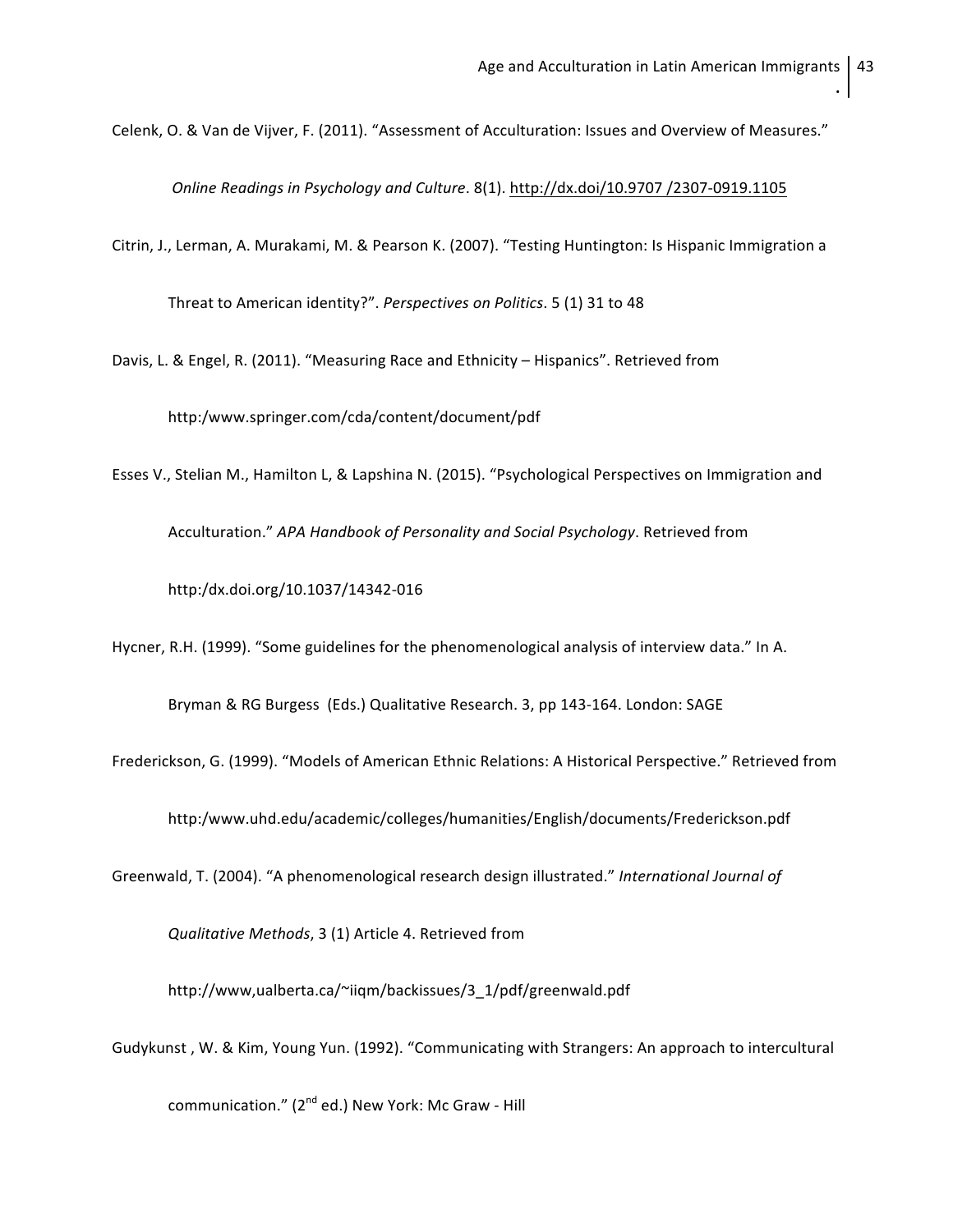Celenk, O. & Van de Vijver, F. (2011). "Assessment of Acculturation: Issues and Overview of Measures." *Online Readings in Psychology and Culture*. 8(1). http://dx.doi/10.9707 /2307-0919.1105

Citrin, J., Lerman, A. Murakami, M. & Pearson K. (2007). "Testing Huntington: Is Hispanic Immigration a Threat to American identity?". *Perspectives on Politics*. 5 (1) 31 to 48

Davis, L. & Engel, R. (2011). "Measuring Race and Ethnicity – Hispanics". Retrieved from http:/www.springer.com/cda/content/document/pdf

Esses V., Stelian M., Hamilton L, & Lapshina N. (2015). "Psychological Perspectives on Immigration and Acculturation." *APA Handbook of Personality and Social Psychology*. Retrieved from http:/dx.doi.org/10.1037/14342-016

Hycner, R.H. (1999). "Some guidelines for the phenomenological analysis of interview data." In A. Bryman & RG Burgess (Eds.) Qualitative Research. 3, pp 143-164. London: SAGE

Frederickson, G. (1999). "Models of American Ethnic Relations: A Historical Perspective." Retrieved from http:/www.uhd.edu/academic/colleges/humanities/English/documents/Frederickson.pdf

Greenwald, T. (2004). "A phenomenological research design illustrated." *International Journal of Qualitative Methods*, 3 (1) Article 4. Retrieved from http://www,ualberta.ca/~iiqm/backissues/3_1/pdf/greenwald.pdf

Gudykunst , W. & Kim, Young Yun. (1992). "Communicating with Strangers: An approach to intercultural communication." (2nd ed.) New York: Mc Graw - Hill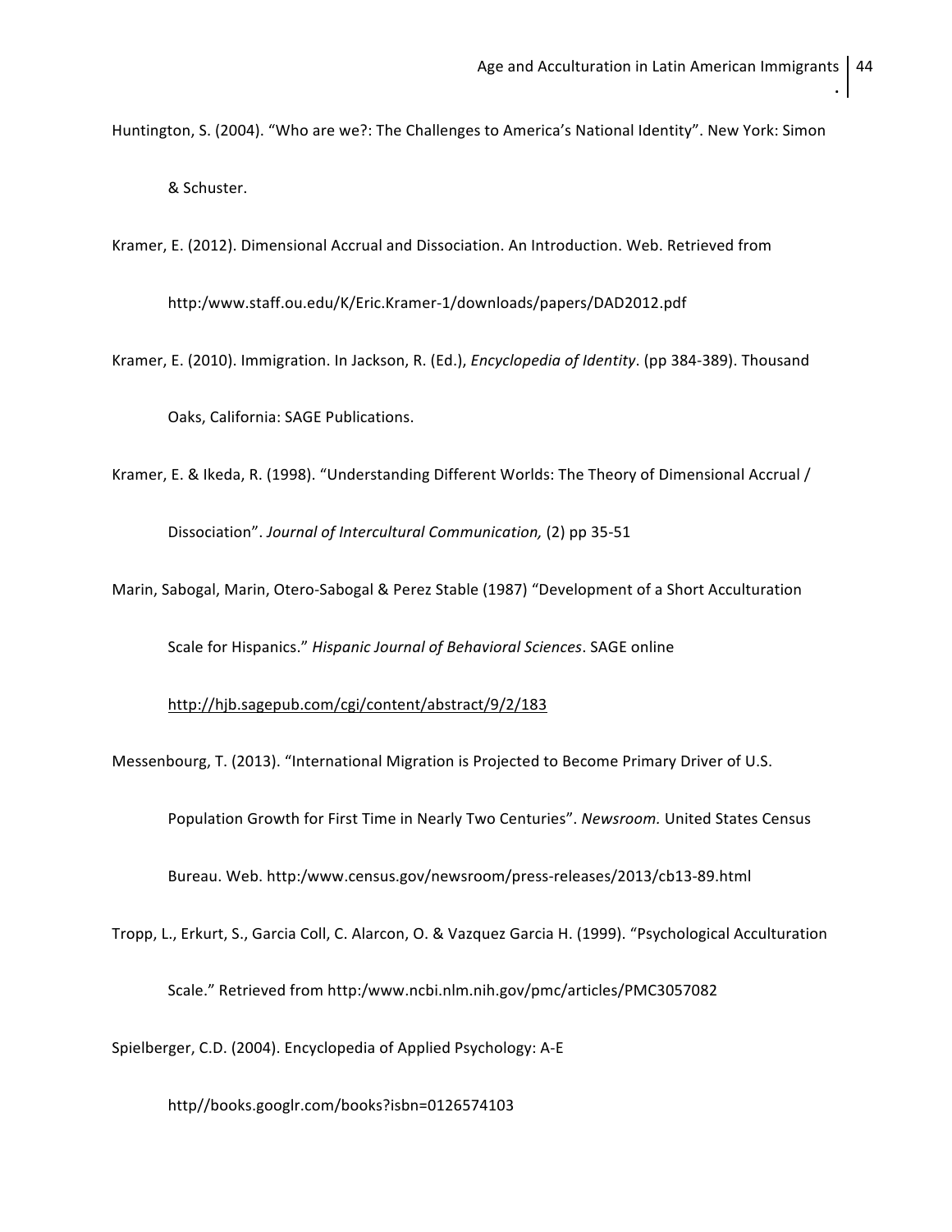Huntington, S. (2004). “Who are we?: The Challenges to America’s National Identity”. New York: Simon & Schuster.

Kramer, E. (2012). Dimensional Accrual and Dissociation. An Introduction. Web. Retrieved from http:/www.staff.ou.edu/K/Eric.Kramer-1/downloads/papers/DAD2012.pdf

Kramer, E. (2010). Immigration. In Jackson, R. (Ed.), *Encyclopedia of Identity*. (pp 384-389). Thousand Oaks, California: SAGE Publications.

Kramer, E. & Ikeda, R. (1998). “Understanding Different Worlds: The Theory of Dimensional Accrual / Dissociation”. *Journal of Intercultural Communication,* (2) pp 35-51

Marin, Sabogal, Marin, Otero-Sabogal & Perez Stable (1987) “Development of a Short Acculturation Scale for Hispanics.” *Hispanic Journal of Behavioral Sciences*. SAGE online http://hjb.sagepub.com/cgi/content/abstract/9/2/183

Messenbourg, T. (2013). “International Migration is Projected to Become Primary Driver of U.S. Population Growth for First Time in Nearly Two Centuries”. *Newsroom.* United States Census Bureau. Web. http:/www.census.gov/newsroom/press-releases/2013/cb13-89.html

Tropp, L., Erkurt, S., Garcia Coll, C. Alarcon, O. & Vazquez Garcia H. (1999). “Psychological Acculturation Scale.” Retrieved from http:/www.ncbi.nlm.nih.gov/pmc/articles/PMC3057082

Spielberger, C.D. (2004). Encyclopedia of Applied Psychology: A-E http//books.googlr.com/books?isbn=0126574103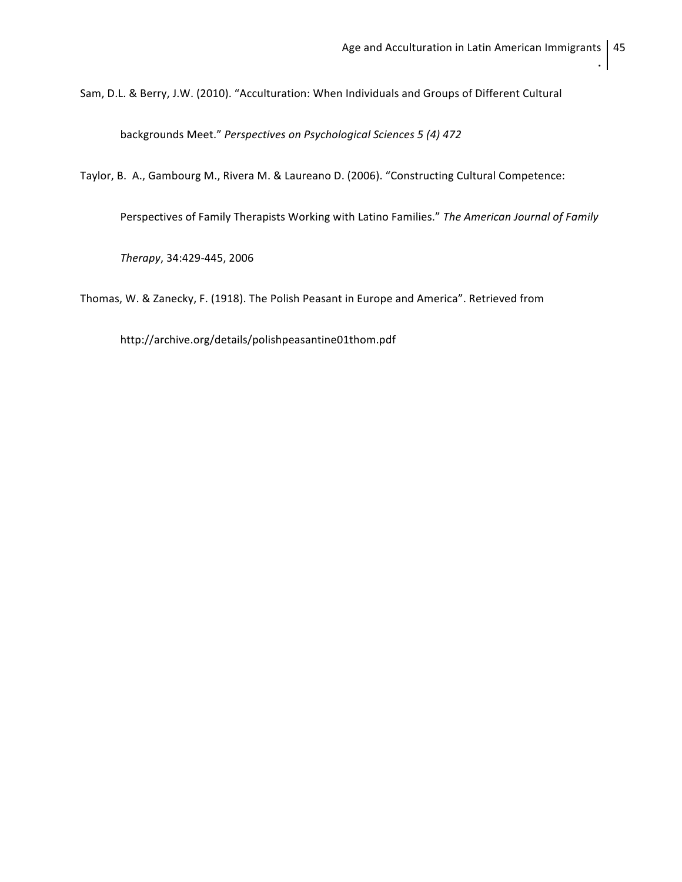Sam, D.L. & Berry, J.W. (2010). "Acculturation: When Individuals and Groups of Different Cultural backgrounds Meet." *Perspectives on Psychological Sciences 5 (4) 472*

Taylor, B. A., Gambourg M., Rivera M. & Laureano D. (2006). "Constructing Cultural Competence: Perspectives of Family Therapists Working with Latino Families." *The American Journal of Family Therapy*, 34:429-445, 2006

Thomas, W. & Zanecky, F. (1918). The Polish Peasant in Europe and America". Retrieved from http://archive.org/details/polishpeasantine01thom.pdf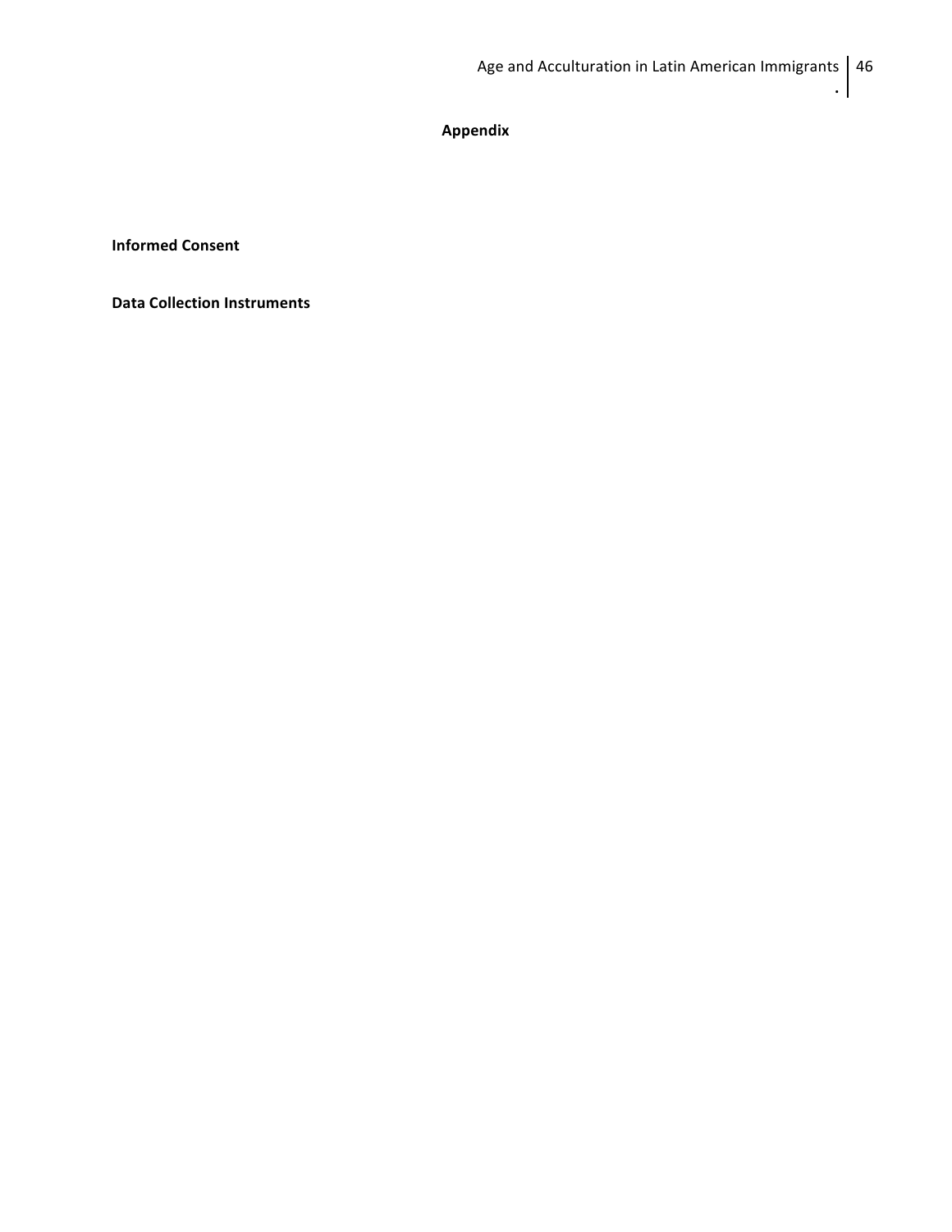# Appendix

**Informed Consent**

**Data Collection Instruments**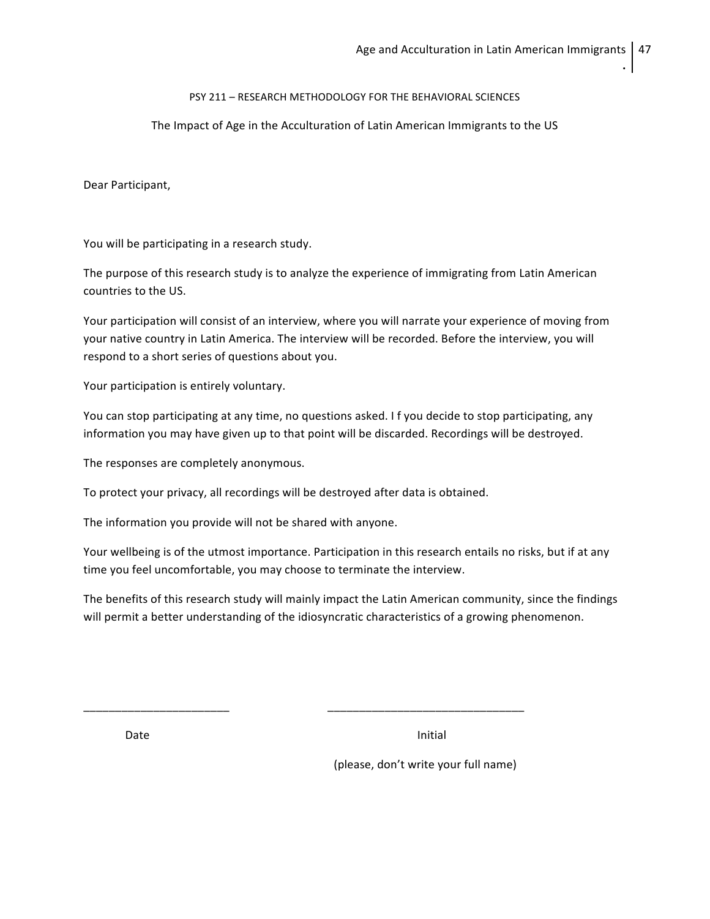PSY 211 – RESEARCH METHODOLOGY FOR THE BEHAVIORAL SCIENCES

The Impact of Age in the Acculturation of Latin American Immigrants to the US

Dear Participant,

You will be participating in a research study.

The purpose of this research study is to analyze the experience of immigrating from Latin American countries to the US.

Your participation will consist of an interview, where you will narrate your experience of moving from your native country in Latin America. The interview will be recorded. Before the interview, you will respond to a short series of questions about you.

Your participation is entirely voluntary.

You can stop participating at any time, no questions asked. I f you decide to stop participating, any information you may have given up to that point will be discarded. Recordings will be destroyed.

The responses are completely anonymous.

To protect your privacy, all recordings will be destroyed after data is obtained.

The information you provide will not be shared with anyone.

Your wellbeing is of the utmost importance. Participation in this research entails no risks, but if at any time you feel uncomfortable, you may choose to terminate the interview.

The benefits of this research study will mainly impact the Latin American community, since the findings will permit a better understanding of the idiosyncratic characteristics of a growing phenomenon.

_______________________ _______________________________

Date Initial

(please, don't write your full name)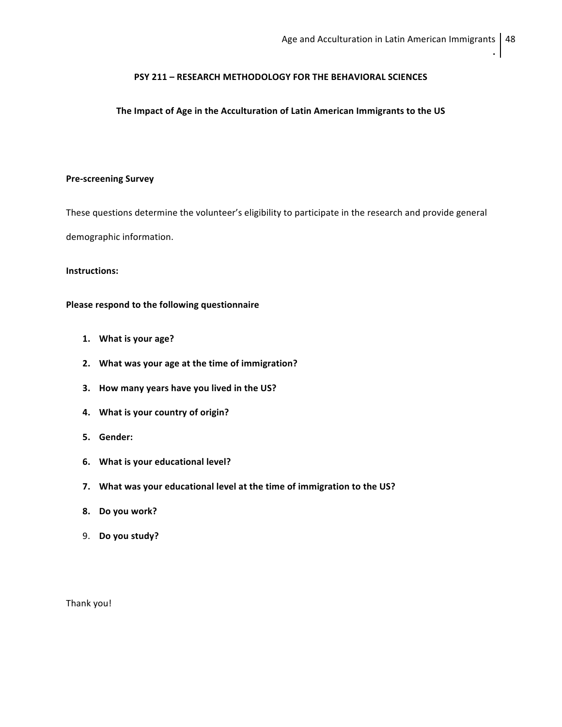**PSY 211 – RESEARCH METHODOLOGY FOR THE BEHAVIORAL SCIENCES**

**The Impact of Age in the Acculturation of Latin American Immigrants to the US**

**Pre-screening Survey**

These questions determine the volunteer's eligibility to participate in the research and provide general demographic information.

**Instructions:**

**Please respond to the following questionnaire**

1. **What is your age?**
2. **What was your age at the time of immigration?**
3. **How many years have you lived in the US?**
4. **What is your country of origin?**
5. **Gender:**
6. **What is your educational level?**
7. **What was your educational level at the time of immigration to the US?**
8. **Do you work?**
9. **Do you study?**

Thank you!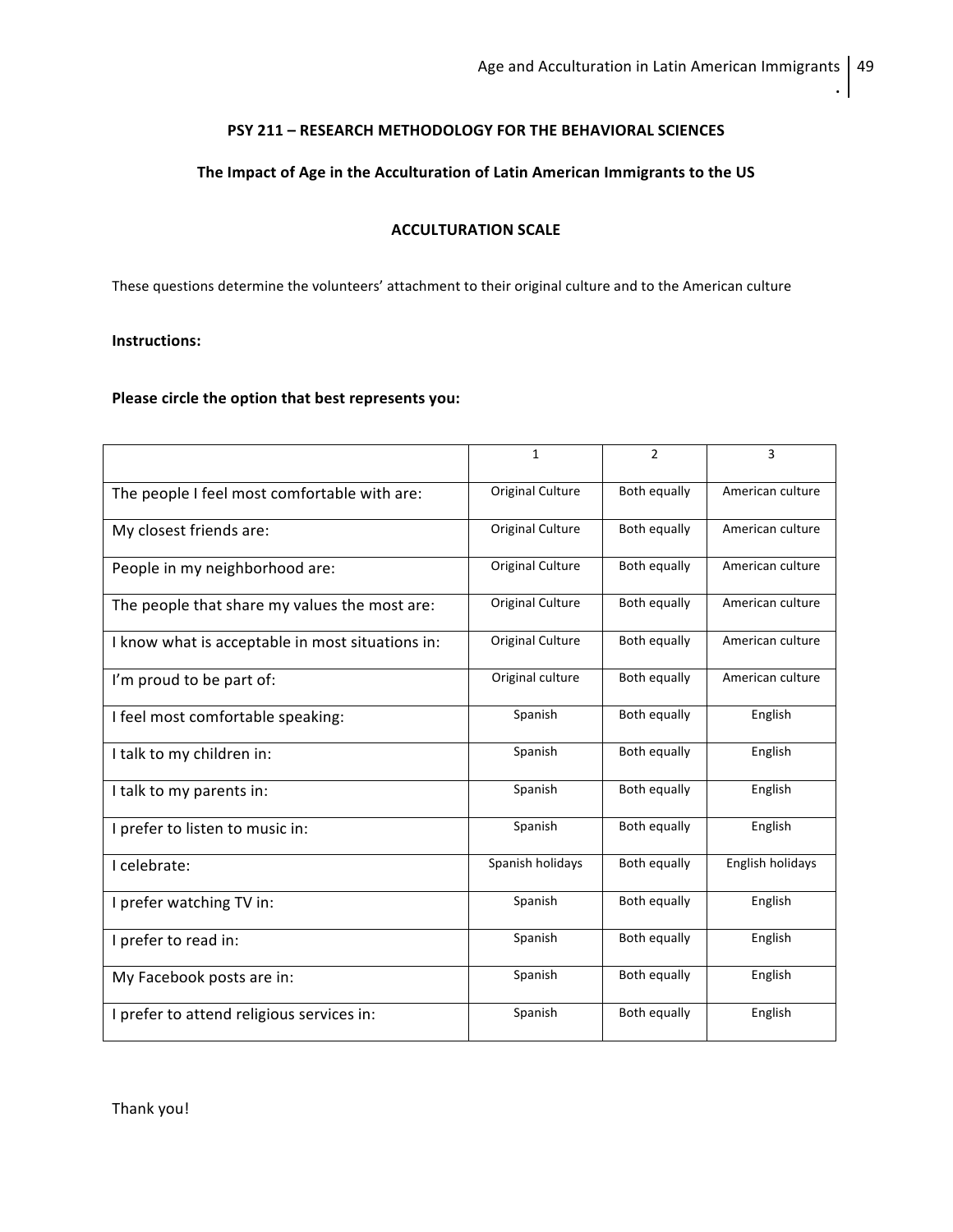**PSY 211 – RESEARCH METHODOLOGY FOR THE BEHAVIORAL SCIENCES**

**The Impact of Age in the Acculturation of Latin American Immigrants to the US**

**ACCULTURATION SCALE**

These questions determine the volunteers' attachment to their original culture and to the American culture

**Instructions:**

**Please circle the option that best represents you:**

| | 1 | 2 | 3 |
|---|---|---|---|
| The people I feel most comfortable with are: | Original Culture | Both equally | American culture |
| My closest friends are: | Original Culture | Both equally | American culture |
| People in my neighborhood are: | Original Culture | Both equally | American culture |
| The people that share my values the most are: | Original Culture | Both equally | American culture |
| I know what is acceptable in most situations in: | Original Culture | Both equally | American culture |
| I'm proud to be part of: | Original culture | Both equally | American culture |
| I feel most comfortable speaking: | Spanish | Both equally | English |
| I talk to my children in: | Spanish | Both equally | English |
| I talk to my parents in: | Spanish | Both equally | English |
| I prefer to listen to music in: | Spanish | Both equally | English |
| I celebrate: | Spanish holidays | Both equally | English holidays |
| I prefer watching TV in: | Spanish | Both equally | English |
| I prefer to read in: | Spanish | Both equally | English |
| My Facebook posts are in: | Spanish | Both equally | English |
| I prefer to attend religious services in: | Spanish | Both equally | English |

Thank you!